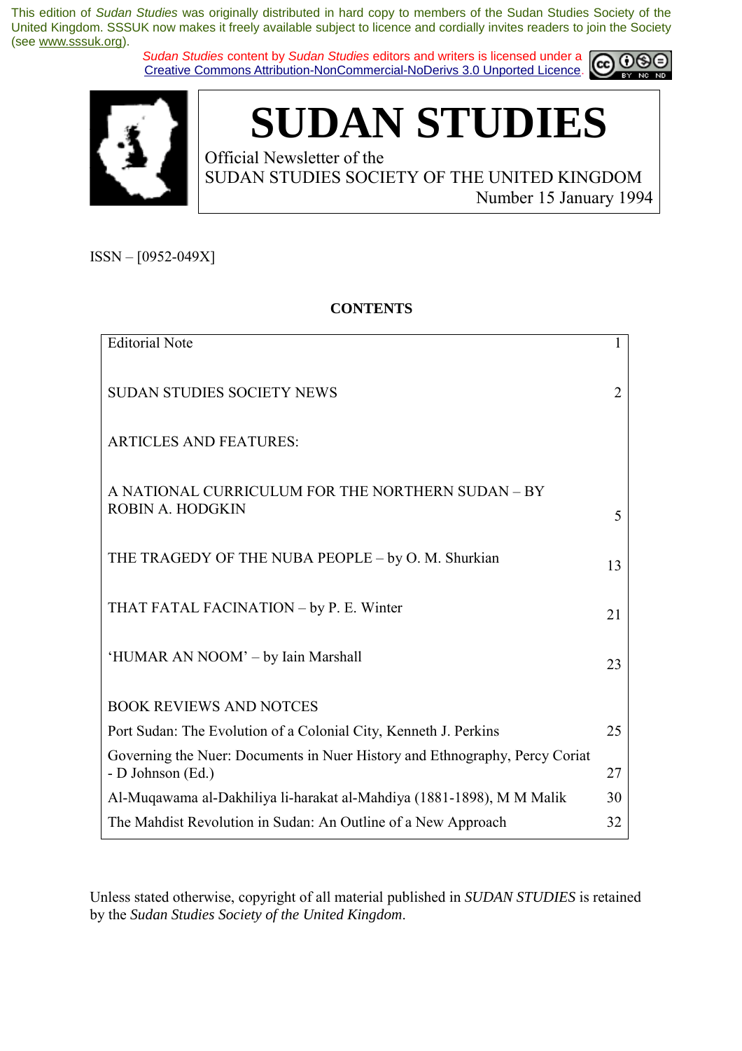This edition of *Sudan Studies* was originally distributed in hard copy to members of the Sudan Studies Society of the United Kingdom. SSSUK now makes it freely available subject to licence and cordially invites readers to join the Society (see www.sssuk.org).

*Sudan Studies* content by *Sudan Studies* editors and writers is licensed under a Creative Commons Attribution-NonCommercial-NoDerivs 3.0 Unported Licence.

# SUDAN STUDIES

Official Newsletter of the
SUDAN STUDIES SOCIETY OF THE UNITED KINGDOM
Number 15 January 1994

ISSN – [0952-049X]

**CONTENTS**

| | |
|---|---|
| Editorial Note | 1 |
| SUDAN STUDIES SOCIETY NEWS | 2 |
| ARTICLES AND FEATURES: | |
| A NATIONAL CURRICULUM FOR THE NORTHERN SUDAN – BY ROBIN A. HODGKIN | 5 |
| THE TRAGEDY OF THE NUBA PEOPLE – by O. M. Shurkian | 13 |
| THAT FATAL FACINATION – by P. E. Winter | 21 |
| 'HUMAR AN NOOM' – by Iain Marshall | 23 |
| BOOK REVIEWS AND NOTCES | |
| Port Sudan: The Evolution of a Colonial City, Kenneth J. Perkins | 25 |
| Governing the Nuer: Documents in Nuer History and Ethnography, Percy Coriat - D Johnson (Ed.) | 27 |
| Al-Muqawama al-Dakhiliya li-harakat al-Mahdiya (1881-1898), M M Malik | 30 |
| The Mahdist Revolution in Sudan: An Outline of a New Approach | 32 |

Unless stated otherwise, copyright of all material published in *SUDAN STUDIES* is retained by the *Sudan Studies Society of the United Kingdom*.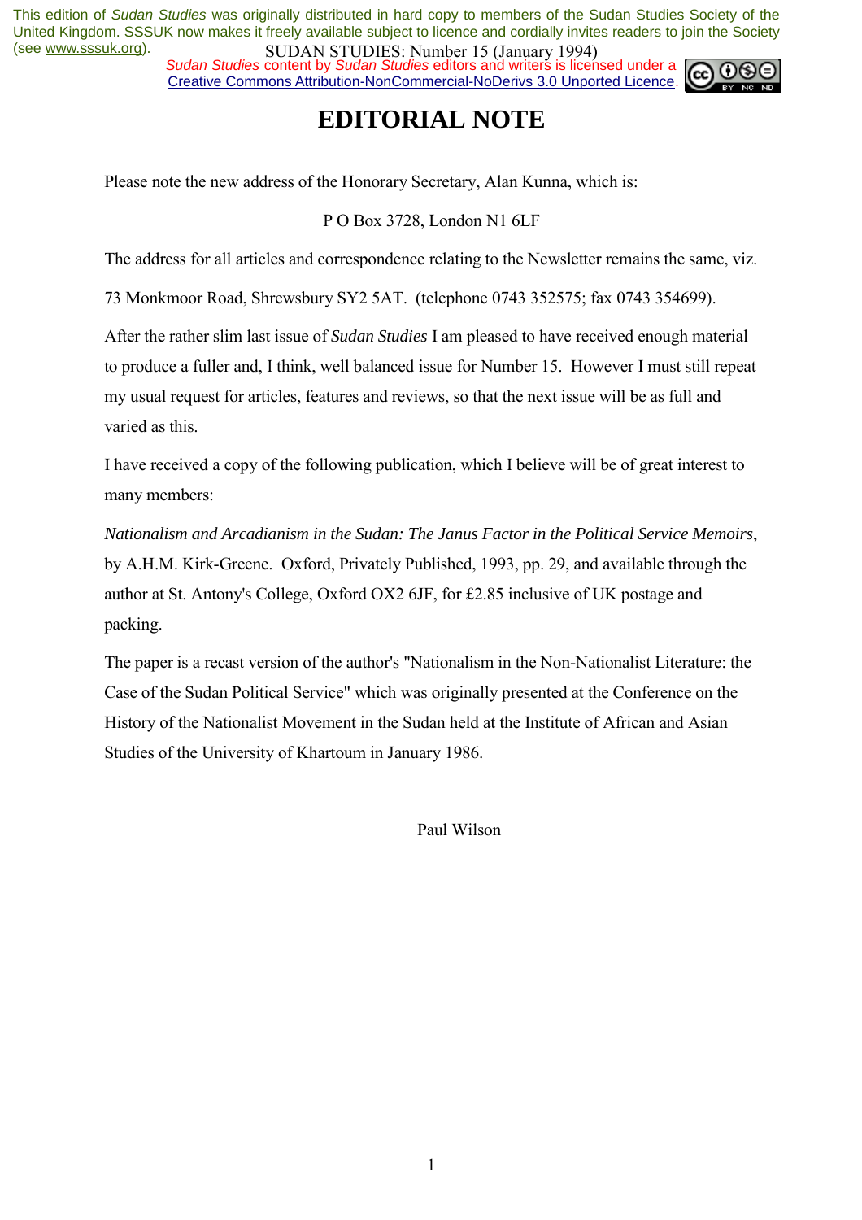# EDITORIAL NOTE

Please note the new address of the Honorary Secretary, Alan Kunna, which is:

P O Box 3728, London N1 6LF

The address for all articles and correspondence relating to the Newsletter remains the same, viz.

73 Monkmoor Road, Shrewsbury SY2 5AT. (telephone 0743 352575; fax 0743 354699).

After the rather slim last issue of *Sudan Studies* I am pleased to have received enough material to produce a fuller and, I think, well balanced issue for Number 15. However I must still repeat my usual request for articles, features and reviews, so that the next issue will be as full and varied as this.

I have received a copy of the following publication, which I believe will be of great interest to many members:

*Nationalism and Arcadianism in the Sudan: The Janus Factor in the Political Service Memoirs*, by A.H.M. Kirk-Greene. Oxford, Privately Published, 1993, pp. 29, and available through the author at St. Antony's College, Oxford OX2 6JF, for £2.85 inclusive of UK postage and packing.

The paper is a recast version of the author's "Nationalism in the Non-Nationalist Literature: the Case of the Sudan Political Service" which was originally presented at the Conference on the History of the Nationalist Movement in the Sudan held at the Institute of African and Asian Studies of the University of Khartoum in January 1986.

Paul Wilson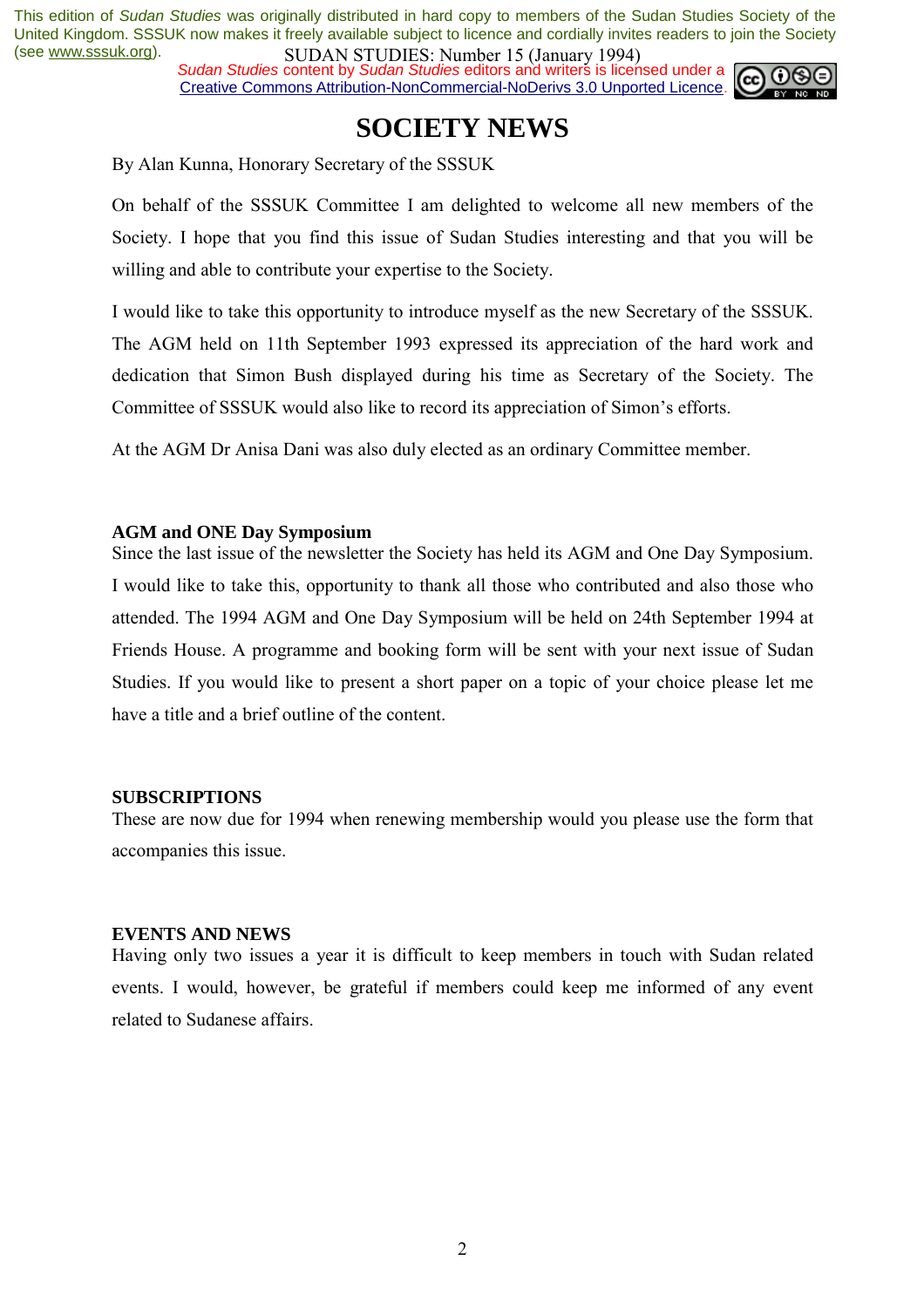# SOCIETY NEWS

By Alan Kunna, Honorary Secretary of the SSSUK

On behalf of the SSSUK Committee I am delighted to welcome all new members of the Society. I hope that you find this issue of Sudan Studies interesting and that you will be willing and able to contribute your expertise to the Society.

I would like to take this opportunity to introduce myself as the new Secretary of the SSSUK. The AGM held on 11th September 1993 expressed its appreciation of the hard work and dedication that Simon Bush displayed during his time as Secretary of the Society. The Committee of SSSUK would also like to record its appreciation of Simon's efforts.

At the AGM Dr Anisa Dani was also duly elected as an ordinary Committee member.

**AGM and ONE Day Symposium**

Since the last issue of the newsletter the Society has held its AGM and One Day Symposium. I would like to take this, opportunity to thank all those who contributed and also those who attended. The 1994 AGM and One Day Symposium will be held on 24th September 1994 at Friends House. A programme and booking form will be sent with your next issue of Sudan Studies. If you would like to present a short paper on a topic of your choice please let me have a title and a brief outline of the content.

**SUBSCRIPTIONS**

These are now due for 1994 when renewing membership would you please use the form that accompanies this issue.

**EVENTS AND NEWS**

Having only two issues a year it is difficult to keep members in touch with Sudan related events. I would, however, be grateful if members could keep me informed of any event related to Sudanese affairs.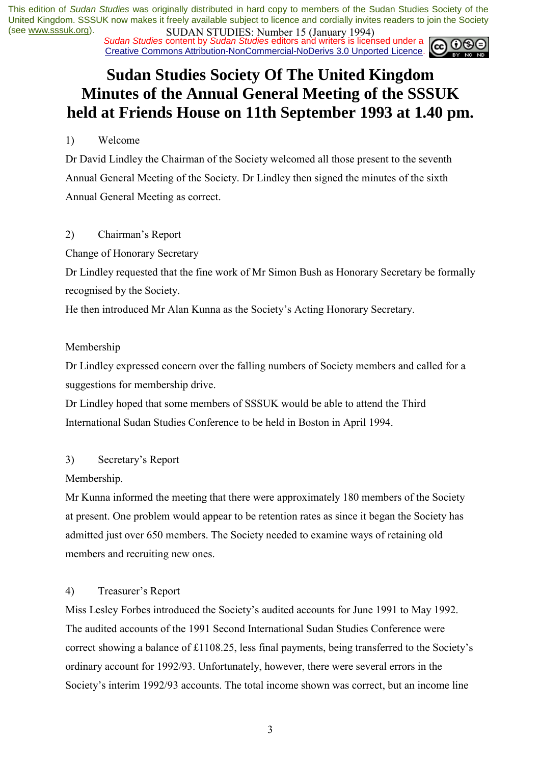# Sudan Studies Society Of The United Kingdom
# Minutes of the Annual General Meeting of the SSSUK held at Friends House on 11th September 1993 at 1.40 pm.

1) Welcome

Dr David Lindley the Chairman of the Society welcomed all those present to the seventh Annual General Meeting of the Society. Dr Lindley then signed the minutes of the sixth Annual General Meeting as correct.

2) Chairman's Report

Change of Honorary Secretary

Dr Lindley requested that the fine work of Mr Simon Bush as Honorary Secretary be formally recognised by the Society.

He then introduced Mr Alan Kunna as the Society's Acting Honorary Secretary.

Membership

Dr Lindley expressed concern over the falling numbers of Society members and called for a suggestions for membership drive.

Dr Lindley hoped that some members of SSSUK would be able to attend the Third International Sudan Studies Conference to be held in Boston in April 1994.

3) Secretary's Report

Membership.

Mr Kunna informed the meeting that there were approximately 180 members of the Society at present. One problem would appear to be retention rates as since it began the Society has admitted just over 650 members. The Society needed to examine ways of retaining old members and recruiting new ones.

4) Treasurer's Report

Miss Lesley Forbes introduced the Society's audited accounts for June 1991 to May 1992. The audited accounts of the 1991 Second International Sudan Studies Conference were correct showing a balance of £1108.25, less final payments, being transferred to the Society's ordinary account for 1992/93. Unfortunately, however, there were several errors in the Society's interim 1992/93 accounts. The total income shown was correct, but an income line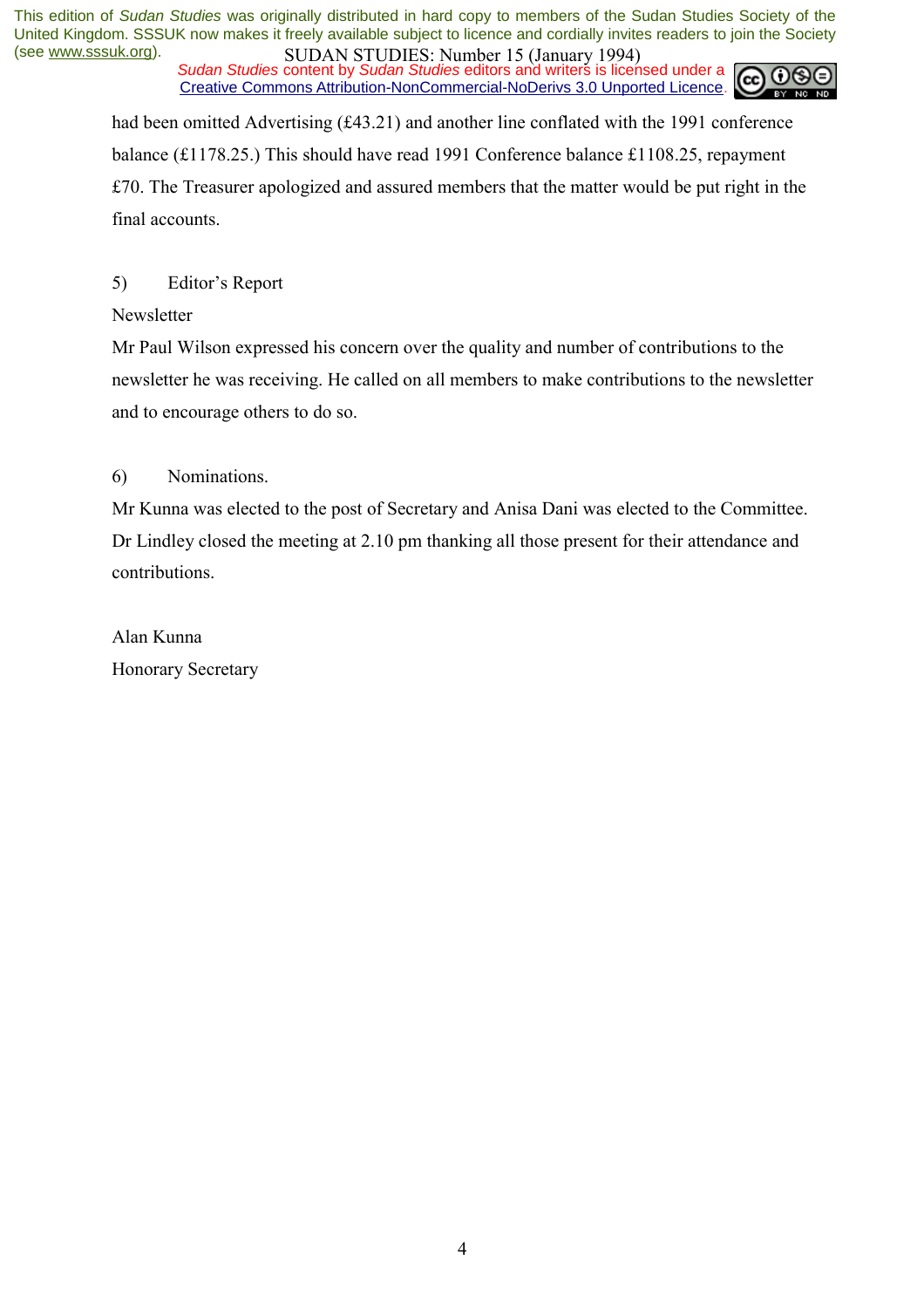had been omitted Advertising (£43.21) and another line conflated with the 1991 conference balance (£1178.25.) This should have read 1991 Conference balance £1108.25, repayment £70. The Treasurer apologized and assured members that the matter would be put right in the final accounts.

5) Editor's Report

Newsletter

Mr Paul Wilson expressed his concern over the quality and number of contributions to the newsletter he was receiving. He called on all members to make contributions to the newsletter and to encourage others to do so.

6) Nominations.

Mr Kunna was elected to the post of Secretary and Anisa Dani was elected to the Committee. Dr Lindley closed the meeting at 2.10 pm thanking all those present for their attendance and contributions.

Alan Kunna
Honorary Secretary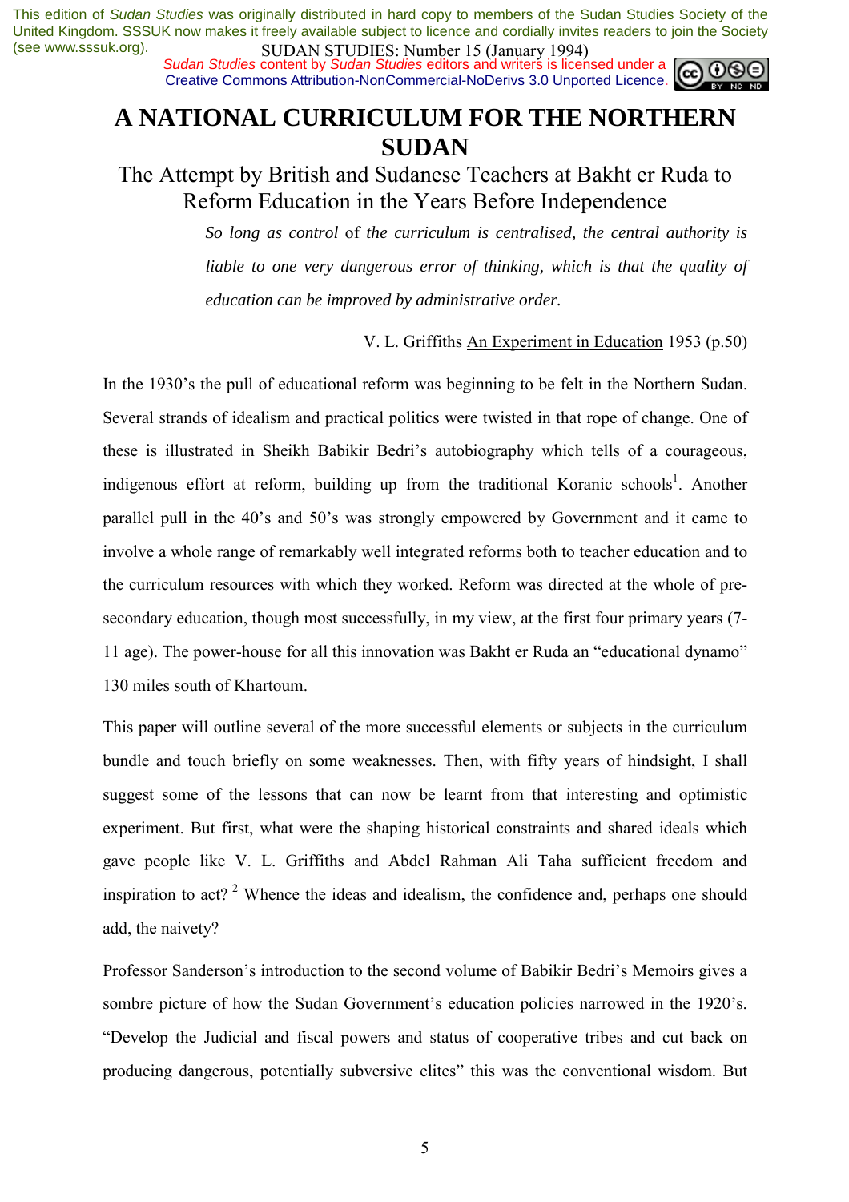This edition of *Sudan Studies* was originally distributed in hard copy to members of the Sudan Studies Society of the United Kingdom. SSSUK now makes it freely available subject to licence and cordially invites readers to join the Society (see www.sssuk.org).

*Sudan Studies* content by *Sudan Studies* editors and writers is licensed under a Creative Commons Attribution-NonCommercial-NoDerivs 3.0 Unported Licence.

# A NATIONAL CURRICULUM FOR THE NORTHERN SUDAN

## The Attempt by British and Sudanese Teachers at Bakht er Ruda to Reform Education in the Years Before Independence

> *So long as control of the curriculum is centralised, the central authority is liable to one very dangerous error of thinking, which is that the quality of education can be improved by administrative order.*
>
> V. L. Griffiths An Experiment in Education 1953 (p.50)

In the 1930's the pull of educational reform was beginning to be felt in the Northern Sudan. Several strands of idealism and practical politics were twisted in that rope of change. One of these is illustrated in Sheikh Babikir Bedri's autobiography which tells of a courageous, indigenous effort at reform, building up from the traditional Koranic schools[1]. Another parallel pull in the 40's and 50's was strongly empowered by Government and it came to involve a whole range of remarkably well integrated reforms both to teacher education and to the curriculum resources with which they worked. Reform was directed at the whole of pre-secondary education, though most successfully, in my view, at the first four primary years (7-11 age). The power-house for all this innovation was Bakht er Ruda an "educational dynamo" 130 miles south of Khartoum.

This paper will outline several of the more successful elements or subjects in the curriculum bundle and touch briefly on some weaknesses. Then, with fifty years of hindsight, I shall suggest some of the lessons that can now be learnt from that interesting and optimistic experiment. But first, what were the shaping historical constraints and shared ideals which gave people like V. L. Griffiths and Abdel Rahman Ali Taha sufficient freedom and inspiration to act? [2] Whence the ideas and idealism, the confidence and, perhaps one should add, the naivety?

Professor Sanderson's introduction to the second volume of Babikir Bedri's Memoirs gives a sombre picture of how the Sudan Government's education policies narrowed in the 1920's. "Develop the Judicial and fiscal powers and status of cooperative tribes and cut back on producing dangerous, potentially subversive elites" this was the conventional wisdom. But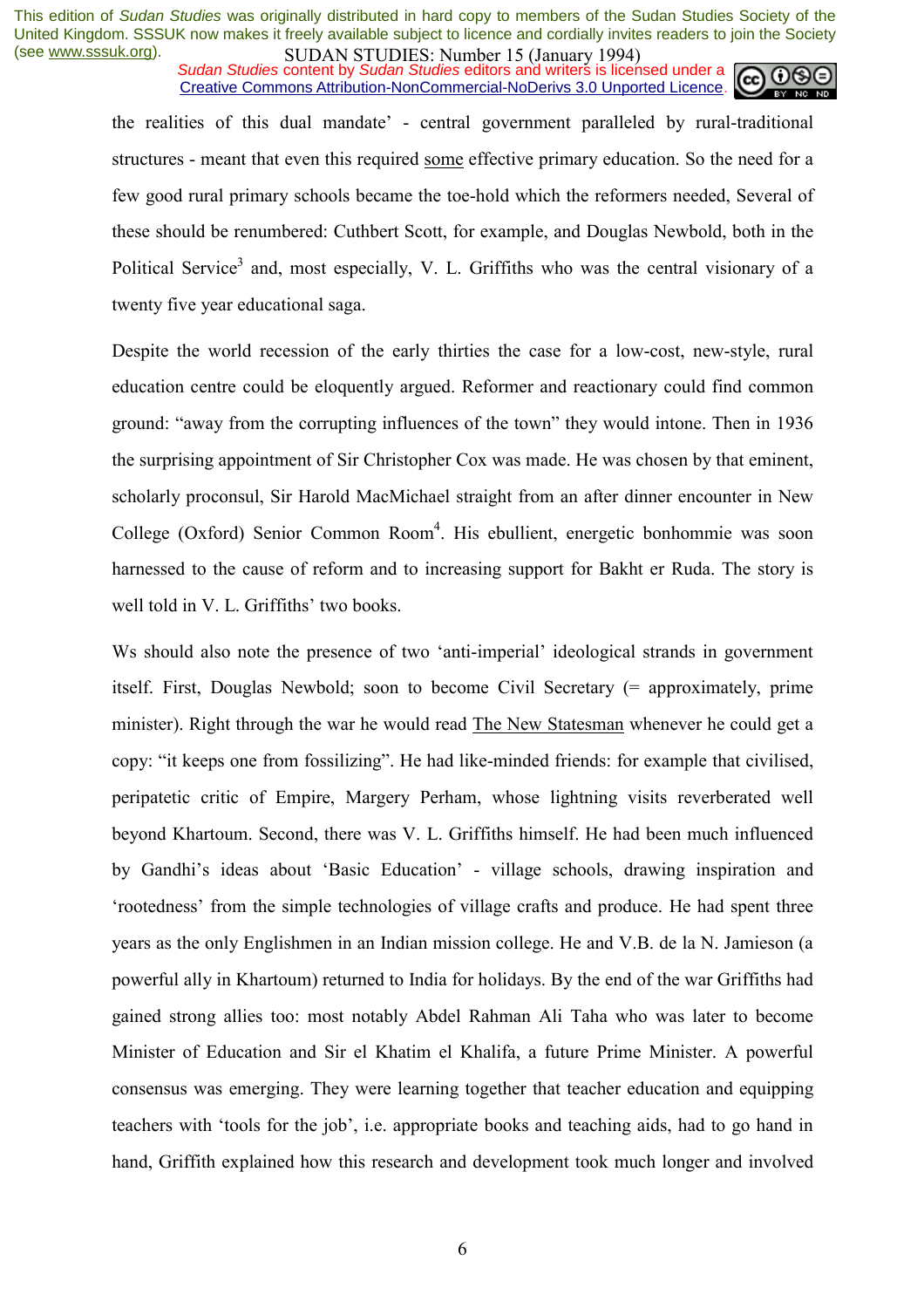the realities of this dual mandate' - central government paralleled by rural-traditional structures - meant that even this required some effective primary education. So the need for a few good rural primary schools became the toe-hold which the reformers needed, Several of these should be renumbered: Cuthbert Scott, for example, and Douglas Newbold, both in the Political Service[3] and, most especially, V. L. Griffiths who was the central visionary of a twenty five year educational saga.

Despite the world recession of the early thirties the case for a low-cost, new-style, rural education centre could be eloquently argued. Reformer and reactionary could find common ground: "away from the corrupting influences of the town" they would intone. Then in 1936 the surprising appointment of Sir Christopher Cox was made. He was chosen by that eminent, scholarly proconsul, Sir Harold MacMichael straight from an after dinner encounter in New College (Oxford) Senior Common Room[4]. His ebullient, energetic bonhommie was soon harnessed to the cause of reform and to increasing support for Bakht er Ruda. The story is well told in V. L. Griffiths' two books.

Ws should also note the presence of two 'anti-imperial' ideological strands in government itself. First, Douglas Newbold; soon to become Civil Secretary (= approximately, prime minister). Right through the war he would read The New Statesman whenever he could get a copy: "it keeps one from fossilizing". He had like-minded friends: for example that civilised, peripatetic critic of Empire, Margery Perham, whose lightning visits reverberated well beyond Khartoum. Second, there was V. L. Griffiths himself. He had been much influenced by Gandhi's ideas about 'Basic Education' - village schools, drawing inspiration and 'rootedness' from the simple technologies of village crafts and produce. He had spent three years as the only Englishmen in an Indian mission college. He and V.B. de la N. Jamieson (a powerful ally in Khartoum) returned to India for holidays. By the end of the war Griffiths had gained strong allies too: most notably Abdel Rahman Ali Taha who was later to become Minister of Education and Sir el Khatim el Khalifa, a future Prime Minister. A powerful consensus was emerging. They were learning together that teacher education and equipping teachers with 'tools for the job', i.e. appropriate books and teaching aids, had to go hand in hand, Griffith explained how this research and development took much longer and involved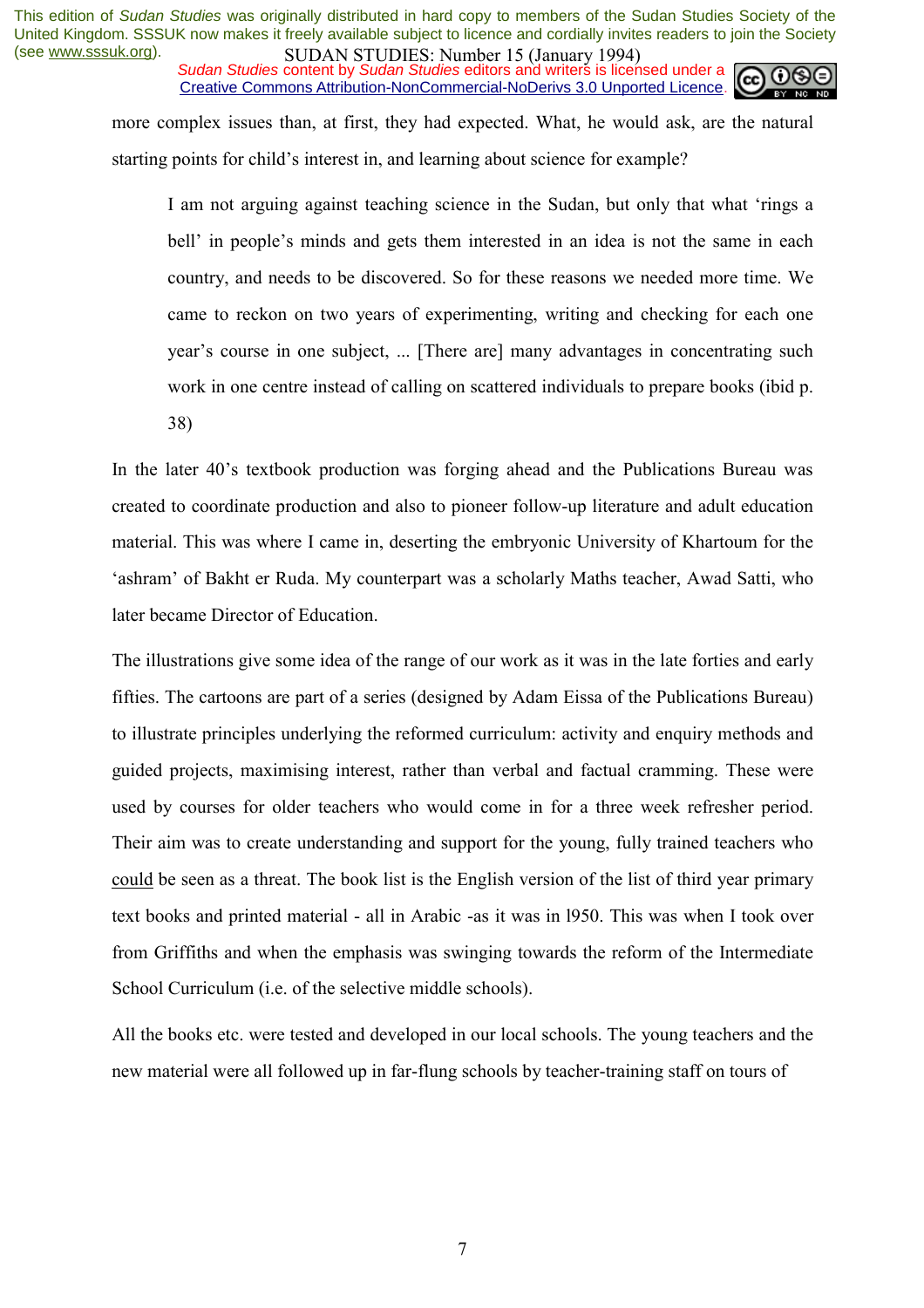more complex issues than, at first, they had expected. What, he would ask, are the natural starting points for child's interest in, and learning about science for example?

> I am not arguing against teaching science in the Sudan, but only that what 'rings a bell' in people's minds and gets them interested in an idea is not the same in each country, and needs to be discovered. So for these reasons we needed more time. We came to reckon on two years of experimenting, writing and checking for each one year's course in one subject, ... [There are] many advantages in concentrating such work in one centre instead of calling on scattered individuals to prepare books (ibid p. 38)

In the later 40's textbook production was forging ahead and the Publications Bureau was created to coordinate production and also to pioneer follow-up literature and adult education material. This was where I came in, deserting the embryonic University of Khartoum for the 'ashram' of Bakht er Ruda. My counterpart was a scholarly Maths teacher, Awad Satti, who later became Director of Education.

The illustrations give some idea of the range of our work as it was in the late forties and early fifties. The cartoons are part of a series (designed by Adam Eissa of the Publications Bureau) to illustrate principles underlying the reformed curriculum: activity and enquiry methods and guided projects, maximising interest, rather than verbal and factual cramming. These were used by courses for older teachers who would come in for a three week refresher period. Their aim was to create understanding and support for the young, fully trained teachers who <u>could</u> be seen as a threat. The book list is the English version of the list of third year primary text books and printed material - all in Arabic -as it was in 1950. This was when I took over from Griffiths and when the emphasis was swinging towards the reform of the Intermediate School Curriculum (i.e. of the selective middle schools).

All the books etc. were tested and developed in our local schools. The young teachers and the new material were all followed up in far-flung schools by teacher-training staff on tours of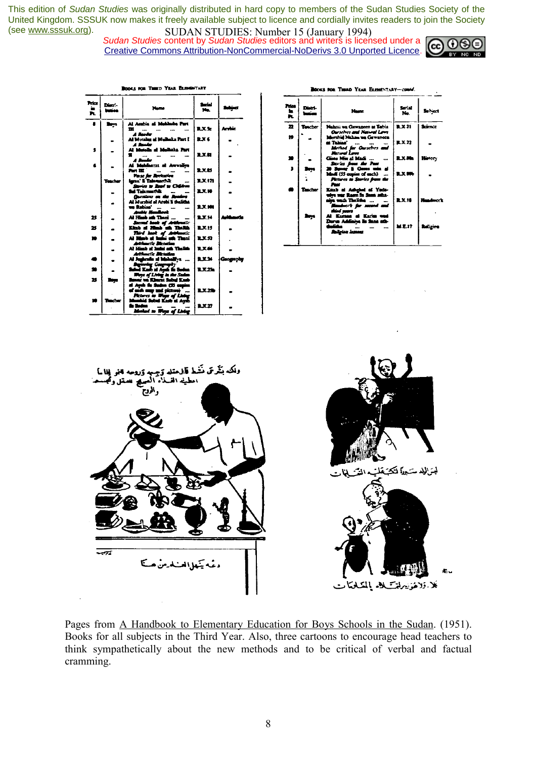This edition of *Sudan Studies* was originally distributed in hard copy to members of the Sudan Studies Society of the United Kingdom. SSSUK now makes it freely available subject to licence and cordially invites readers to join the Society (see www.sssuk.org).

*Sudan Studies* content by *Sudan Studies* editors and writers is licensed under a Creative Commons Attribution-NonCommercial-NoDerivs 3.0 Unported Licence.

BOOKS FOR THIRD YEAR ELEMENTARY

| Price in Pt. | Distri-bution | Name | Serial No. | Subject |
|---|---|---|---|---|
| 8 | Boys | Al Amkin al Mukhaba Part III ... ... ... *A Reader* | B.X.5c | Arabic |
| | " | Al Mutalaa al Mufhaka Part I *A Reader* | B.X.6 | " |
| 5 | " | Al Mutalla al Mufhaka Part II ... ... ... *A Reader* | B.X.81 | " |
| 6 | " | Al Mahfuzat al Awwaliya Part III ... ... ... *Verse for Recitation* | B.X.85 | " |
| | Teacher | Iqraa' li Talamidhik ... *Stories to Read to Children* | B.X.121 | " |
| | " | Sul Talamidhik ... *Questions on the Readers* | B.X.10 | " |
| | " | Al Murshid al Arabi li thalitha wa Rabiaa' ... ... *Arabic Handbook* | B.X.100 | " |
| 25 | " | Al Hisab ath Thani ... *Second book of Arithmetic* | B.X.14 | Arithmetic |
| 25 | " | Kitab al Hisab ath Thalith *Third book of Arithmetic* | B.X.15 | " |
| 10 | " | Al Hisab al Imlai ath Thani *Arithmetic Dictation* | B.X.53 | " |
| | " | Al Hisab al Imlai ath Thalith *Arithmetic Dictation* | B.X.66 | " |
| 40 | " | Al Jughrafia al Mahalliya ... *Beginning Geography* | B.X.24 | Geography |
| 30 | " | Subul Kasb al Ayah fis Sudan *Ways of Living in the Sudan* | B.X.23a | " |
| 25 | Boys | Suwar wa Kharait Subul Kasb al Ayah fis Sudan (35 copies of each map and picture) ... *Pictures to Ways of Living* | B.X.23b | " |
| 10 | Teacher | Murshid Subul Kasb al Ayah fis Sudan ... ... *Method to Ways of Living* | B.X.27 | " |

BOOKS FOR THIRD YEAR ELEMENTARY—*contd.*

| Price in Pt. | Distri-bution | Name | Serial No. | Subject |
|---|---|---|---|---|
| 22 | Teacher | Nahnu wa Gawaneen at Tabia *Ourselves and Natural Laws* | B.X.21 | Science |
| 19 | " | Murshid Nahnu wa Gawaneen at Tabiaa' ... ... *Method for Ourselves and Natural Laws* | B.X.22 | " |
| 30 | " | Gisas Min al Madi ... ... *Stories from the Past* | B.X.99a | History |
| 3 | Boys | 20 Suwar li Gisas min al Madi (35 copies of each) ... *Pictures to Stories from the Past* | B.X.99b | " |
| 40 | Teacher | Kitab al Ashghal al Yadawiya war Rasm fis Sana ath-thaniya wath Thalitha ... ... *Handwork for second and third years* | B.X.18 | Handwork |
| | Boys | Al Kuraan al Karim wad Durus Addiniya fis Sana ath-thalitha ... ... ... *Religious lessons* | M.E.17 | Religion |

Pages from A Handbook to Elementary Education for Boys Schools in the Sudan. (1951). Books for all subjects in the Third Year. Also, three cartoons to encourage head teachers to think sympathetically about the new methods and to be critical of verbal and factual cramming.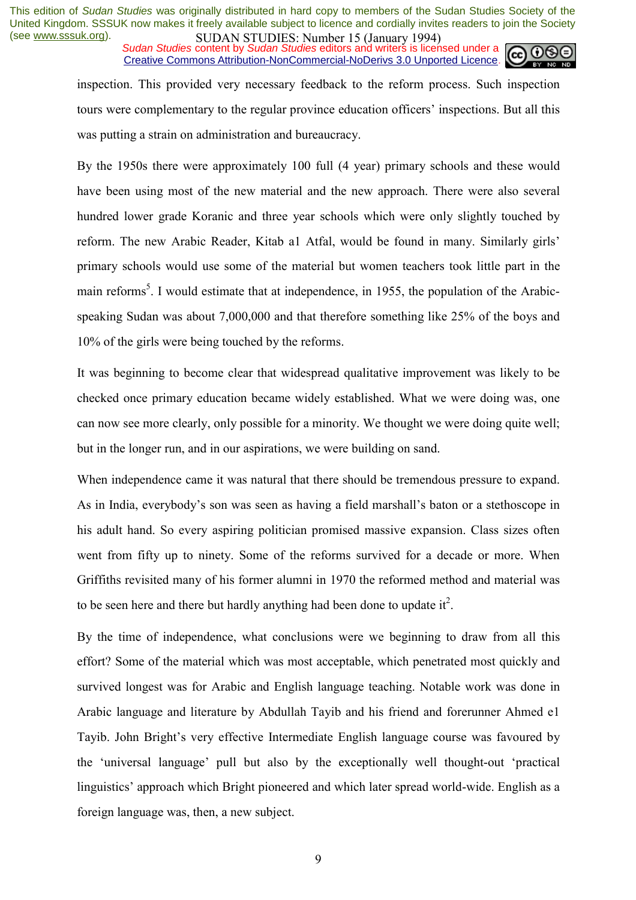inspection. This provided very necessary feedback to the reform process. Such inspection tours were complementary to the regular province education officers' inspections. But all this was putting a strain on administration and bureaucracy.

By the 1950s there were approximately 100 full (4 year) primary schools and these would have been using most of the new material and the new approach. There were also several hundred lower grade Koranic and three year schools which were only slightly touched by reform. The new Arabic Reader, Kitab a1 Atfal, would be found in many. Similarly girls' primary schools would use some of the material but women teachers took little part in the main reforms[5]. I would estimate that at independence, in 1955, the population of the Arabic-speaking Sudan was about 7,000,000 and that therefore something like 25% of the boys and 10% of the girls were being touched by the reforms.

It was beginning to become clear that widespread qualitative improvement was likely to be checked once primary education became widely established. What we were doing was, one can now see more clearly, only possible for a minority. We thought we were doing quite well; but in the longer run, and in our aspirations, we were building on sand.

When independence came it was natural that there should be tremendous pressure to expand. As in India, everybody's son was seen as having a field marshall's baton or a stethoscope in his adult hand. So every aspiring politician promised massive expansion. Class sizes often went from fifty up to ninety. Some of the reforms survived for a decade or more. When Griffiths revisited many of his former alumni in 1970 the reformed method and material was to be seen here and there but hardly anything had been done to update it[2].

By the time of independence, what conclusions were we beginning to draw from all this effort? Some of the material which was most acceptable, which penetrated most quickly and survived longest was for Arabic and English language teaching. Notable work was done in Arabic language and literature by Abdullah Tayib and his friend and forerunner Ahmed e1 Tayib. John Bright's very effective Intermediate English language course was favoured by the 'universal language' pull but also by the exceptionally well thought-out 'practical linguistics' approach which Bright pioneered and which later spread world-wide. English as a foreign language was, then, a new subject.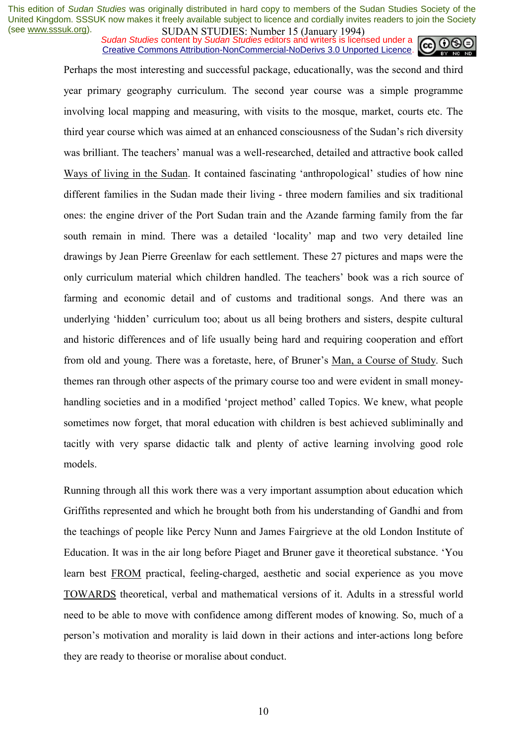Perhaps the most interesting and successful package, educationally, was the second and third year primary geography curriculum. The second year course was a simple programme involving local mapping and measuring, with visits to the mosque, market, courts etc. The third year course which was aimed at an enhanced consciousness of the Sudan's rich diversity was brilliant. The teachers' manual was a well-researched, detailed and attractive book called Ways of living in the Sudan. It contained fascinating 'anthropological' studies of how nine different families in the Sudan made their living - three modern families and six traditional ones: the engine driver of the Port Sudan train and the Azande farming family from the far south remain in mind. There was a detailed 'locality' map and two very detailed line drawings by Jean Pierre Greenlaw for each settlement. These 27 pictures and maps were the only curriculum material which children handled. The teachers' book was a rich source of farming and economic detail and of customs and traditional songs. And there was an underlying 'hidden' curriculum too; about us all being brothers and sisters, despite cultural and historic differences and of life usually being hard and requiring cooperation and effort from old and young. There was a foretaste, here, of Bruner's Man, a Course of Study. Such themes ran through other aspects of the primary course too and were evident in small money-handling societies and in a modified 'project method' called Topics. We knew, what people sometimes now forget, that moral education with children is best achieved subliminally and tacitly with very sparse didactic talk and plenty of active learning involving good role models.

Running through all this work there was a very important assumption about education which Griffiths represented and which he brought both from his understanding of Gandhi and from the teachings of people like Percy Nunn and James Fairgrieve at the old London Institute of Education. It was in the air long before Piaget and Bruner gave it theoretical substance. 'You learn best FROM practical, feeling-charged, aesthetic and social experience as you move TOWARDS theoretical, verbal and mathematical versions of it. Adults in a stressful world need to be able to move with confidence among different modes of knowing. So, much of a person's motivation and morality is laid down in their actions and inter-actions long before they are ready to theorise or moralise about conduct.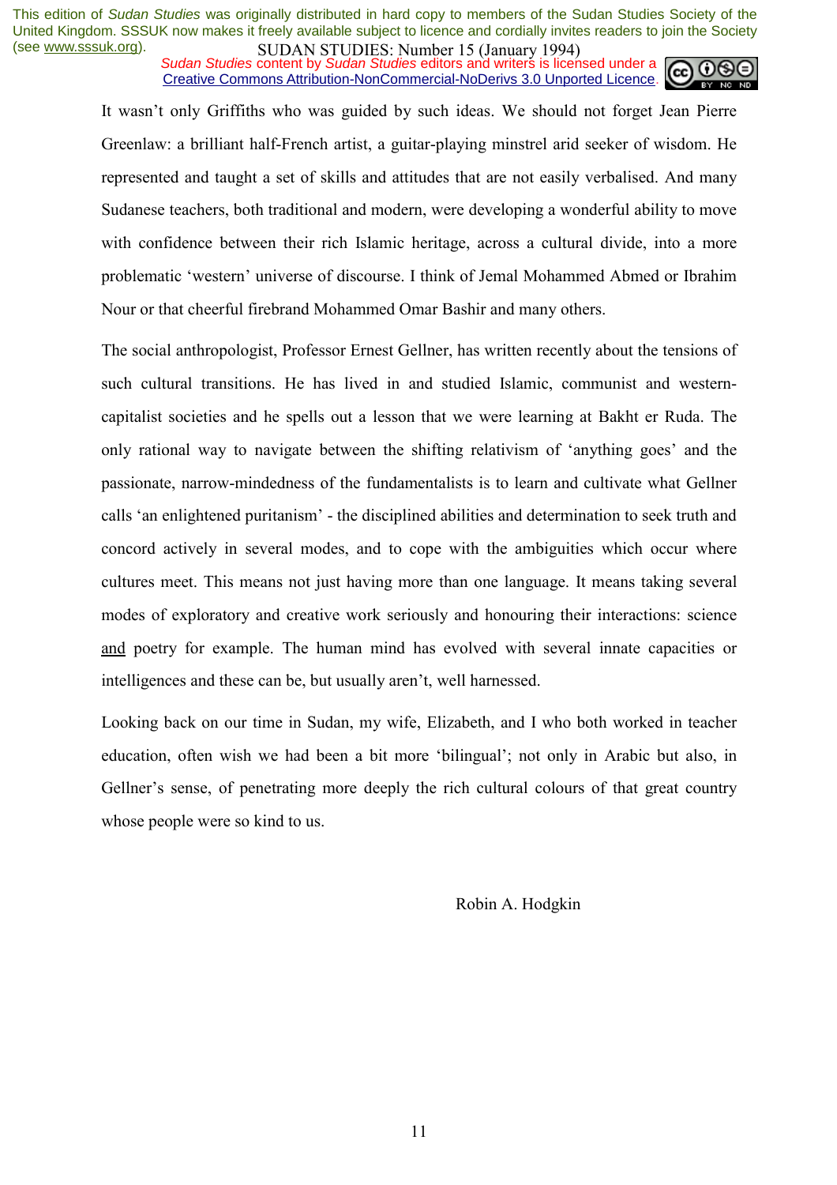It wasn't only Griffiths who was guided by such ideas. We should not forget Jean Pierre Greenlaw: a brilliant half-French artist, a guitar-playing minstrel arid seeker of wisdom. He represented and taught a set of skills and attitudes that are not easily verbalised. And many Sudanese teachers, both traditional and modern, were developing a wonderful ability to move with confidence between their rich Islamic heritage, across a cultural divide, into a more problematic 'western' universe of discourse. I think of Jemal Mohammed Abmed or Ibrahim Nour or that cheerful firebrand Mohammed Omar Bashir and many others.

The social anthropologist, Professor Ernest Gellner, has written recently about the tensions of such cultural transitions. He has lived in and studied Islamic, communist and western-capitalist societies and he spells out a lesson that we were learning at Bakht er Ruda. The only rational way to navigate between the shifting relativism of 'anything goes' and the passionate, narrow-mindedness of the fundamentalists is to learn and cultivate what Gellner calls 'an enlightened puritanism' - the disciplined abilities and determination to seek truth and concord actively in several modes, and to cope with the ambiguities which occur where cultures meet. This means not just having more than one language. It means taking several modes of exploratory and creative work seriously and honouring their interactions: science <u>and</u> poetry for example. The human mind has evolved with several innate capacities or intelligences and these can be, but usually aren't, well harnessed.

Looking back on our time in Sudan, my wife, Elizabeth, and I who both worked in teacher education, often wish we had been a bit more 'bilingual'; not only in Arabic but also, in Gellner's sense, of penetrating more deeply the rich cultural colours of that great country whose people were so kind to us.

Robin A. Hodgkin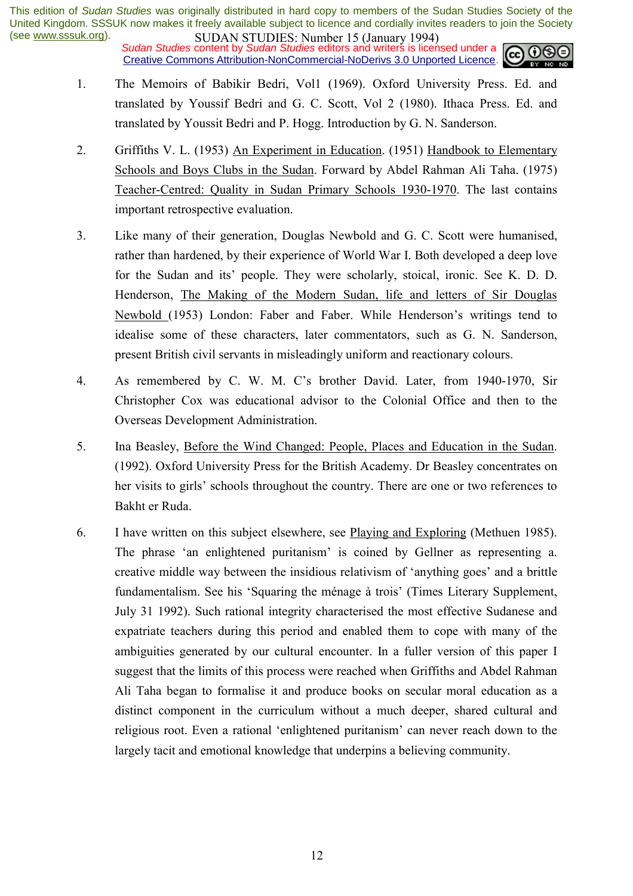1. The Memoirs of Babikir Bedri, Vol1 (1969). Oxford University Press. Ed. and translated by Youssif Bedri and G. C. Scott, Vol 2 (1980). Ithaca Press. Ed. and translated by Youssit Bedri and P. Hogg. Introduction by G. N. Sanderson.

2. Griffiths V. L. (1953) An Experiment in Education. (1951) Handbook to Elementary Schools and Boys Clubs in the Sudan. Forward by Abdel Rahman Ali Taha. (1975) Teacher-Centred: Quality in Sudan Primary Schools 1930-1970. The last contains important retrospective evaluation.

3. Like many of their generation, Douglas Newbold and G. C. Scott were humanised, rather than hardened, by their experience of World War I. Both developed a deep love for the Sudan and its' people. They were scholarly, stoical, ironic. See K. D. D. Henderson, The Making of the Modern Sudan, life and letters of Sir Douglas Newbold (1953) London: Faber and Faber. While Henderson's writings tend to idealise some of these characters, later commentators, such as G. N. Sanderson, present British civil servants in misleadingly uniform and reactionary colours.

4. As remembered by C. W. M. C's brother David. Later, from 1940-1970, Sir Christopher Cox was educational advisor to the Colonial Office and then to the Overseas Development Administration.

5. Ina Beasley, Before the Wind Changed: People, Places and Education in the Sudan. (1992). Oxford University Press for the British Academy. Dr Beasley concentrates on her visits to girls' schools throughout the country. There are one or two references to Bakht er Ruda.

6. I have written on this subject elsewhere, see Playing and Exploring (Methuen 1985). The phrase 'an enlightened puritanism' is coined by Gellner as representing a. creative middle way between the insidious relativism of 'anything goes' and a brittle fundamentalism. See his 'Squaring the ménage à trois' (Times Literary Supplement, July 31 1992). Such rational integrity characterised the most effective Sudanese and expatriate teachers during this period and enabled them to cope with many of the ambiguities generated by our cultural encounter. In a fuller version of this paper I suggest that the limits of this process were reached when Griffiths and Abdel Rahman Ali Taha began to formalise it and produce books on secular moral education as a distinct component in the curriculum without a much deeper, shared cultural and religious root. Even a rational 'enlightened puritanism' can never reach down to the largely tacit and emotional knowledge that underpins a believing community.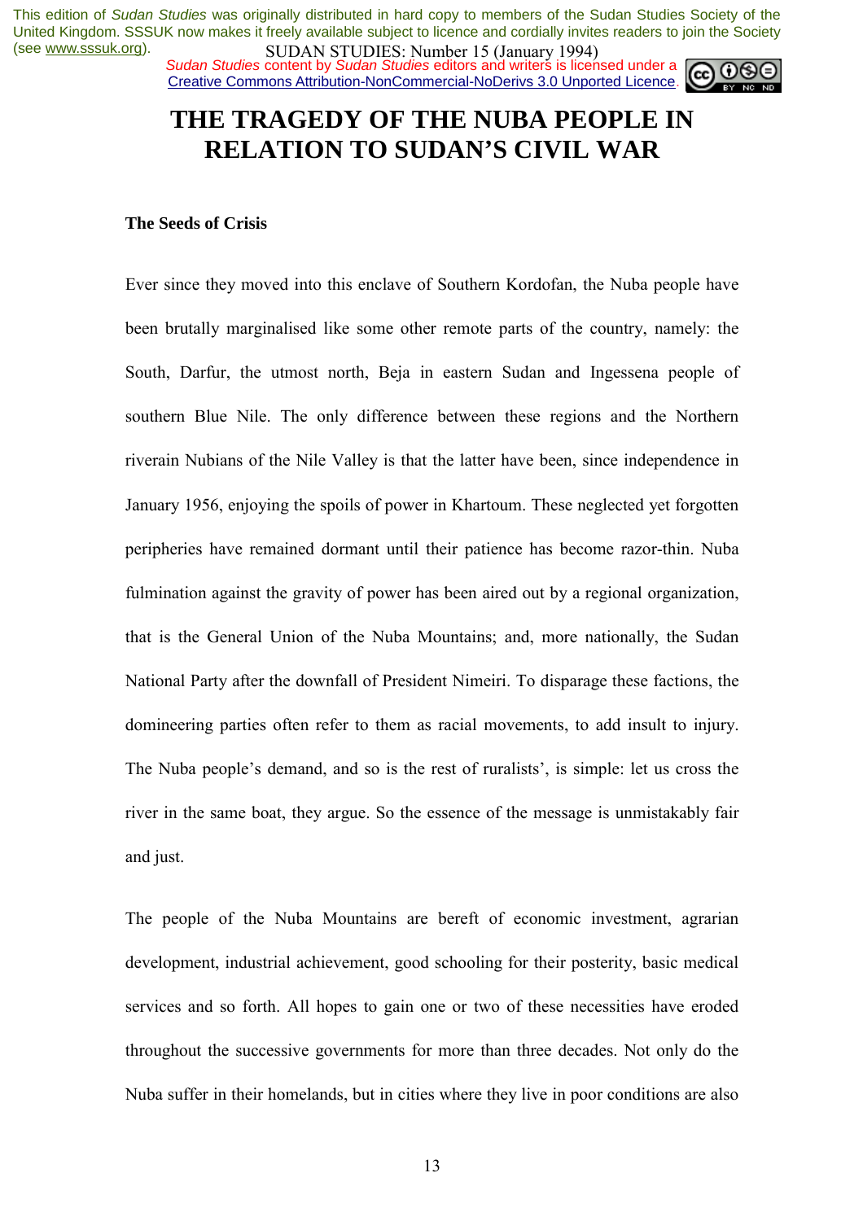# THE TRAGEDY OF THE NUBA PEOPLE IN RELATION TO SUDAN'S CIVIL WAR

**The Seeds of Crisis**

Ever since they moved into this enclave of Southern Kordofan, the Nuba people have been brutally marginalised like some other remote parts of the country, namely: the South, Darfur, the utmost north, Beja in eastern Sudan and Ingessena people of southern Blue Nile. The only difference between these regions and the Northern riverain Nubians of the Nile Valley is that the latter have been, since independence in January 1956, enjoying the spoils of power in Khartoum. These neglected yet forgotten peripheries have remained dormant until their patience has become razor-thin. Nuba fulmination against the gravity of power has been aired out by a regional organization, that is the General Union of the Nuba Mountains; and, more nationally, the Sudan National Party after the downfall of President Nimeiri. To disparage these factions, the domineering parties often refer to them as racial movements, to add insult to injury. The Nuba people's demand, and so is the rest of ruralists', is simple: let us cross the river in the same boat, they argue. So the essence of the message is unmistakably fair and just.

The people of the Nuba Mountains are bereft of economic investment, agrarian development, industrial achievement, good schooling for their posterity, basic medical services and so forth. All hopes to gain one or two of these necessities have eroded throughout the successive governments for more than three decades. Not only do the Nuba suffer in their homelands, but in cities where they live in poor conditions are also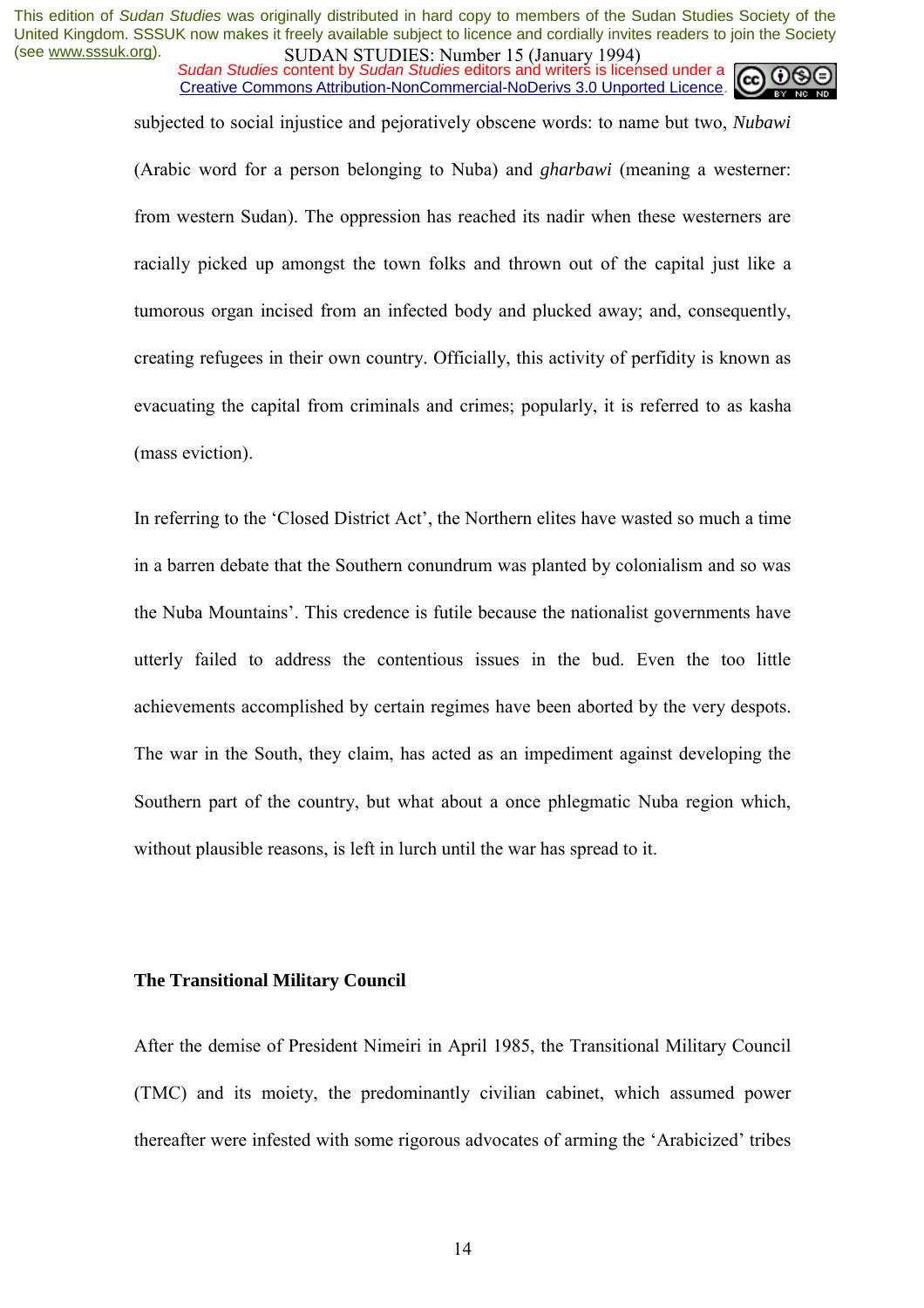subjected to social injustice and pejoratively obscene words: to name but two, *Nubawi* (Arabic word for a person belonging to Nuba) and *gharbawi* (meaning a westerner: from western Sudan). The oppression has reached its nadir when these westerners are racially picked up amongst the town folks and thrown out of the capital just like a tumorous organ incised from an infected body and plucked away; and, consequently, creating refugees in their own country. Officially, this activity of perfidity is known as evacuating the capital from criminals and crimes; popularly, it is referred to as kasha (mass eviction).

In referring to the 'Closed District Act', the Northern elites have wasted so much a time in a barren debate that the Southern conundrum was planted by colonialism and so was the Nuba Mountains'. This credence is futile because the nationalist governments have utterly failed to address the contentious issues in the bud. Even the too little achievements accomplished by certain regimes have been aborted by the very despots. The war in the South, they claim, has acted as an impediment against developing the Southern part of the country, but what about a once phlegmatic Nuba region which, without plausible reasons, is left in lurch until the war has spread to it.

## The Transitional Military Council

After the demise of President Nimeiri in April 1985, the Transitional Military Council (TMC) and its moiety, the predominantly civilian cabinet, which assumed power thereafter were infested with some rigorous advocates of arming the 'Arabicized' tribes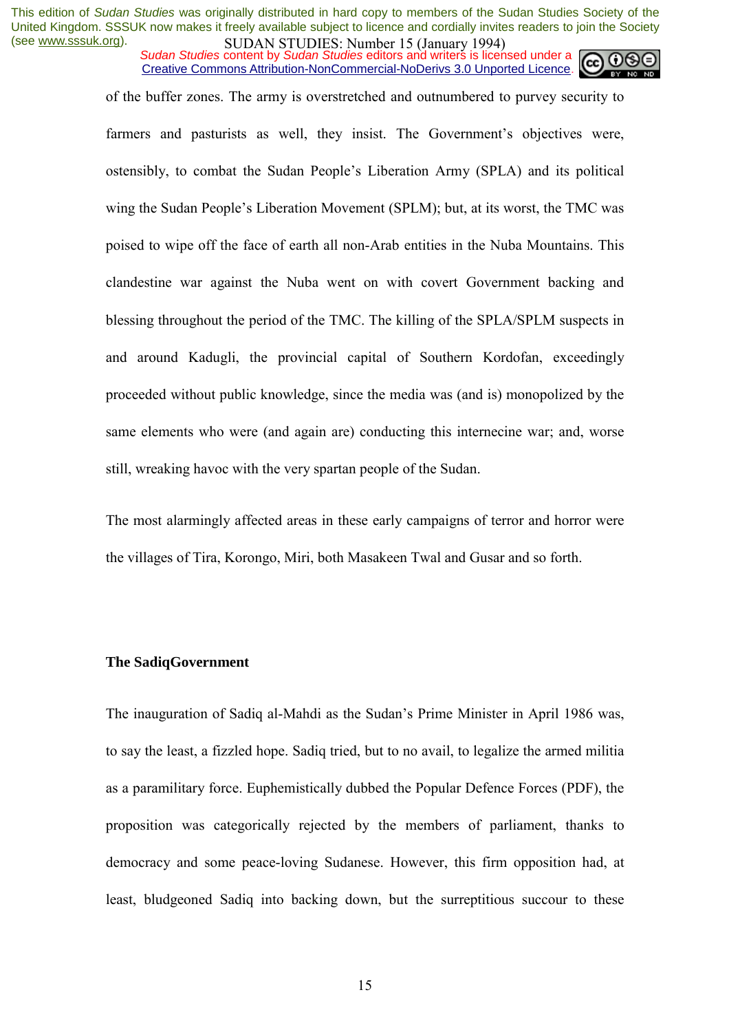of the buffer zones. The army is overstretched and outnumbered to purvey security to farmers and pasturists as well, they insist. The Government's objectives were, ostensibly, to combat the Sudan People's Liberation Army (SPLA) and its political wing the Sudan People's Liberation Movement (SPLM); but, at its worst, the TMC was poised to wipe off the face of earth all non-Arab entities in the Nuba Mountains. This clandestine war against the Nuba went on with covert Government backing and blessing throughout the period of the TMC. The killing of the SPLA/SPLM suspects in and around Kadugli, the provincial capital of Southern Kordofan, exceedingly proceeded without public knowledge, since the media was (and is) monopolized by the same elements who were (and again are) conducting this internecine war; and, worse still, wreaking havoc with the very spartan people of the Sudan.

The most alarmingly affected areas in these early campaigns of terror and horror were the villages of Tira, Korongo, Miri, both Masakeen Twal and Gusar and so forth.

**The SadiqGovernment**

The inauguration of Sadiq al-Mahdi as the Sudan's Prime Minister in April 1986 was, to say the least, a fizzled hope. Sadiq tried, but to no avail, to legalize the armed militia as a paramilitary force. Euphemistically dubbed the Popular Defence Forces (PDF), the proposition was categorically rejected by the members of parliament, thanks to democracy and some peace-loving Sudanese. However, this firm opposition had, at least, bludgeoned Sadiq into backing down, but the surreptitious succour to these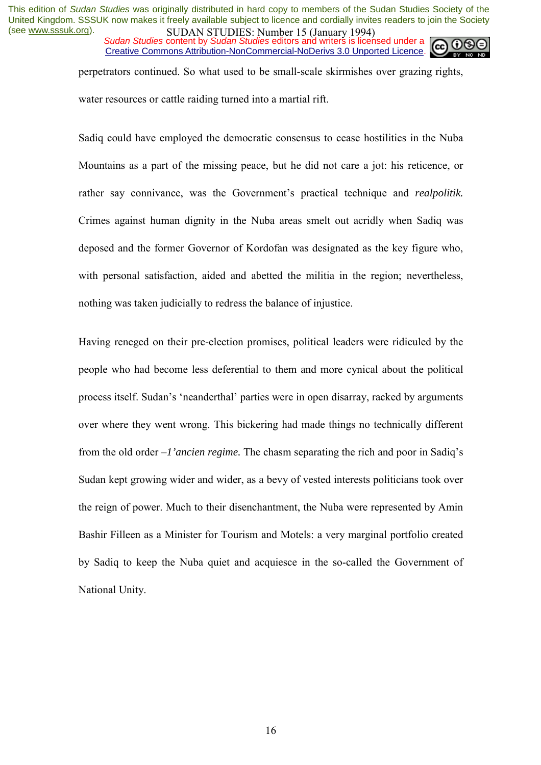perpetrators continued. So what used to be small-scale skirmishes over grazing rights, water resources or cattle raiding turned into a martial rift.

Sadiq could have employed the democratic consensus to cease hostilities in the Nuba Mountains as a part of the missing peace, but he did not care a jot: his reticence, or rather say connivance, was the Government's practical technique and *realpolitik.* Crimes against human dignity in the Nuba areas smelt out acridly when Sadiq was deposed and the former Governor of Kordofan was designated as the key figure who, with personal satisfaction, aided and abetted the militia in the region; nevertheless, nothing was taken judicially to redress the balance of injustice.

Having reneged on their pre-election promises, political leaders were ridiculed by the people who had become less deferential to them and more cynical about the political process itself. Sudan's 'neanderthal' parties were in open disarray, racked by arguments over where they went wrong. This bickering had made things no technically different from the old order –*1'ancien regime.* The chasm separating the rich and poor in Sadiq's Sudan kept growing wider and wider, as a bevy of vested interests politicians took over the reign of power. Much to their disenchantment, the Nuba were represented by Amin Bashir Filleen as a Minister for Tourism and Motels: a very marginal portfolio created by Sadiq to keep the Nuba quiet and acquiesce in the so-called the Government of National Unity.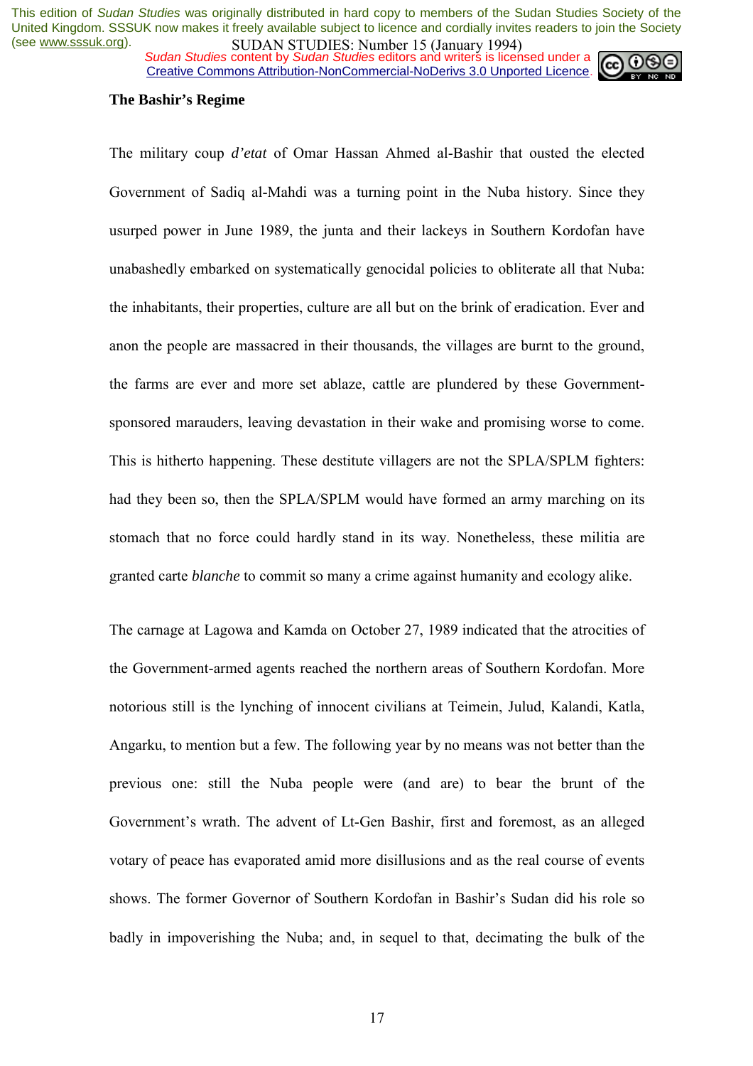**The Bashir's Regime**

The military coup *d'etat* of Omar Hassan Ahmed al-Bashir that ousted the elected Government of Sadiq al-Mahdi was a turning point in the Nuba history. Since they usurped power in June 1989, the junta and their lackeys in Southern Kordofan have unabashedly embarked on systematically genocidal policies to obliterate all that Nuba: the inhabitants, their properties, culture are all but on the brink of eradication. Ever and anon the people are massacred in their thousands, the villages are burnt to the ground, the farms are ever and more set ablaze, cattle are plundered by these Government-sponsored marauders, leaving devastation in their wake and promising worse to come. This is hitherto happening. These destitute villagers are not the SPLA/SPLM fighters: had they been so, then the SPLA/SPLM would have formed an army marching on its stomach that no force could hardly stand in its way. Nonetheless, these militia are granted carte *blanche* to commit so many a crime against humanity and ecology alike.

The carnage at Lagowa and Kamda on October 27, 1989 indicated that the atrocities of the Government-armed agents reached the northern areas of Southern Kordofan. More notorious still is the lynching of innocent civilians at Teimein, Julud, Kalandi, Katla, Angarku, to mention but a few. The following year by no means was not better than the previous one: still the Nuba people were (and are) to bear the brunt of the Government's wrath. The advent of Lt-Gen Bashir, first and foremost, as an alleged votary of peace has evaporated amid more disillusions and as the real course of events shows. The former Governor of Southern Kordofan in Bashir's Sudan did his role so badly in impoverishing the Nuba; and, in sequel to that, decimating the bulk of the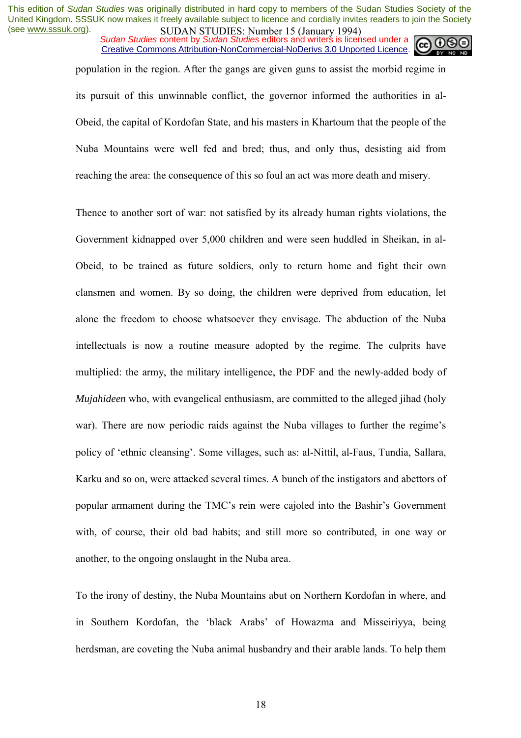population in the region. After the gangs are given guns to assist the morbid regime in its pursuit of this unwinnable conflict, the governor informed the authorities in al-Obeid, the capital of Kordofan State, and his masters in Khartoum that the people of the Nuba Mountains were well fed and bred; thus, and only thus, desisting aid from reaching the area: the consequence of this so foul an act was more death and misery.

Thence to another sort of war: not satisfied by its already human rights violations, the Government kidnapped over 5,000 children and were seen huddled in Sheikan, in al-Obeid, to be trained as future soldiers, only to return home and fight their own clansmen and women. By so doing, the children were deprived from education, let alone the freedom to choose whatsoever they envisage. The abduction of the Nuba intellectuals is now a routine measure adopted by the regime. The culprits have multiplied: the army, the military intelligence, the PDF and the newly-added body of *Mujahideen* who, with evangelical enthusiasm, are committed to the alleged jihad (holy war). There are now periodic raids against the Nuba villages to further the regime's policy of 'ethnic cleansing'. Some villages, such as: al-Nittil, al-Faus, Tundia, Sallara, Karku and so on, were attacked several times. A bunch of the instigators and abettors of popular armament during the TMC's rein were cajoled into the Bashir's Government with, of course, their old bad habits; and still more so contributed, in one way or another, to the ongoing onslaught in the Nuba area.

To the irony of destiny, the Nuba Mountains abut on Northern Kordofan in where, and in Southern Kordofan, the 'black Arabs' of Howazma and Misseiriyya, being herdsman, are coveting the Nuba animal husbandry and their arable lands. To help them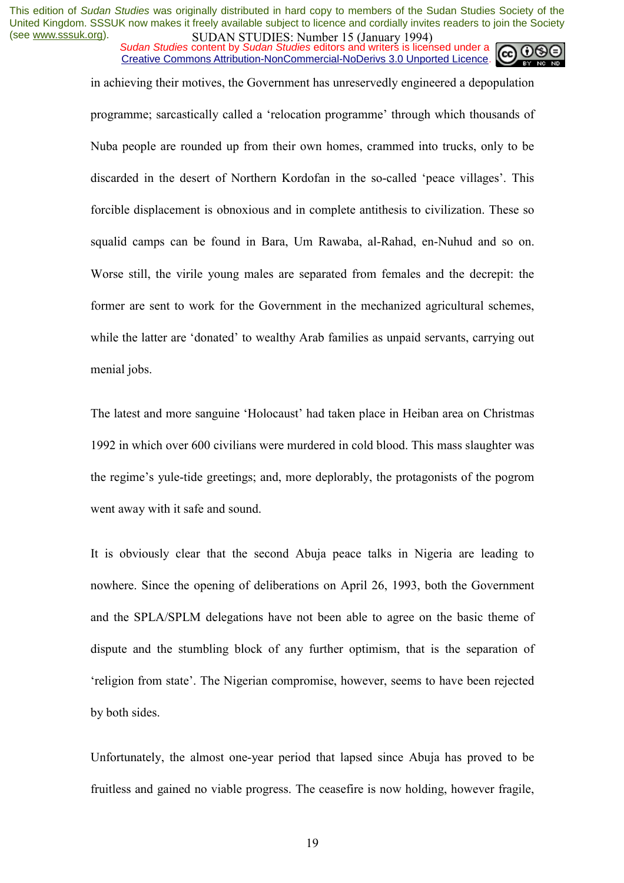in achieving their motives, the Government has unreservedly engineered a depopulation programme; sarcastically called a 'relocation programme' through which thousands of Nuba people are rounded up from their own homes, crammed into trucks, only to be discarded in the desert of Northern Kordofan in the so-called 'peace villages'. This forcible displacement is obnoxious and in complete antithesis to civilization. These so squalid camps can be found in Bara, Um Rawaba, al-Rahad, en-Nuhud and so on. Worse still, the virile young males are separated from females and the decrepit: the former are sent to work for the Government in the mechanized agricultural schemes, while the latter are 'donated' to wealthy Arab families as unpaid servants, carrying out menial jobs.

The latest and more sanguine 'Holocaust' had taken place in Heiban area on Christmas 1992 in which over 600 civilians were murdered in cold blood. This mass slaughter was the regime's yule-tide greetings; and, more deplorably, the protagonists of the pogrom went away with it safe and sound.

It is obviously clear that the second Abuja peace talks in Nigeria are leading to nowhere. Since the opening of deliberations on April 26, 1993, both the Government and the SPLA/SPLM delegations have not been able to agree on the basic theme of dispute and the stumbling block of any further optimism, that is the separation of 'religion from state'. The Nigerian compromise, however, seems to have been rejected by both sides.

Unfortunately, the almost one-year period that lapsed since Abuja has proved to be fruitless and gained no viable progress. The ceasefire is now holding, however fragile,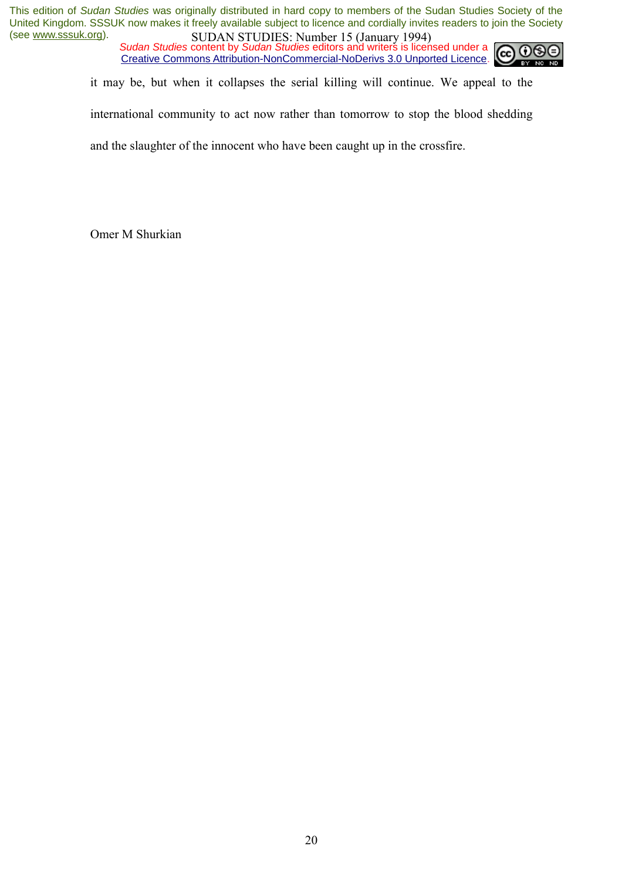it may be, but when it collapses the serial killing will continue. We appeal to the international community to act now rather than tomorrow to stop the blood shedding and the slaughter of the innocent who have been caught up in the crossfire.

Omer M Shurkian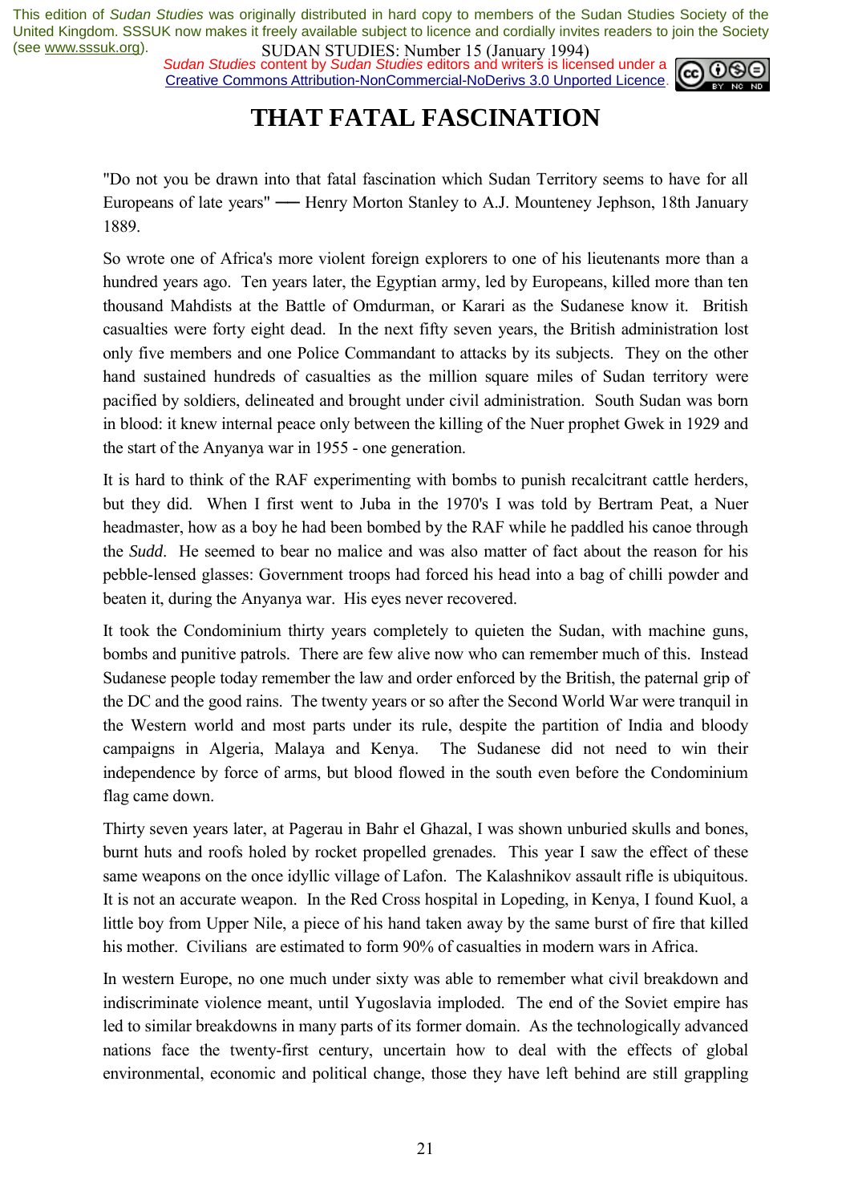# THAT FATAL FASCINATION

"Do not you be drawn into that fatal fascination which Sudan Territory seems to have for all Europeans of late years" ── Henry Morton Stanley to A.J. Mounteney Jephson, 18th January 1889.

So wrote one of Africa's more violent foreign explorers to one of his lieutenants more than a hundred years ago. Ten years later, the Egyptian army, led by Europeans, killed more than ten thousand Mahdists at the Battle of Omdurman, or Karari as the Sudanese know it. British casualties were forty eight dead. In the next fifty seven years, the British administration lost only five members and one Police Commandant to attacks by its subjects. They on the other hand sustained hundreds of casualties as the million square miles of Sudan territory were pacified by soldiers, delineated and brought under civil administration. South Sudan was born in blood: it knew internal peace only between the killing of the Nuer prophet Gwek in 1929 and the start of the Anyanya war in 1955 - one generation.

It is hard to think of the RAF experimenting with bombs to punish recalcitrant cattle herders, but they did. When I first went to Juba in the 1970's I was told by Bertram Peat, a Nuer headmaster, how as a boy he had been bombed by the RAF while he paddled his canoe through the *Sudd*. He seemed to bear no malice and was also matter of fact about the reason for his pebble-lensed glasses: Government troops had forced his head into a bag of chilli powder and beaten it, during the Anyanya war. His eyes never recovered.

It took the Condominium thirty years completely to quieten the Sudan, with machine guns, bombs and punitive patrols. There are few alive now who can remember much of this. Instead Sudanese people today remember the law and order enforced by the British, the paternal grip of the DC and the good rains. The twenty years or so after the Second World War were tranquil in the Western world and most parts under its rule, despite the partition of India and bloody campaigns in Algeria, Malaya and Kenya. The Sudanese did not need to win their independence by force of arms, but blood flowed in the south even before the Condominium flag came down.

Thirty seven years later, at Pagerau in Bahr el Ghazal, I was shown unburied skulls and bones, burnt huts and roofs holed by rocket propelled grenades. This year I saw the effect of these same weapons on the once idyllic village of Lafon. The Kalashnikov assault rifle is ubiquitous. It is not an accurate weapon. In the Red Cross hospital in Lopeding, in Kenya, I found Kuol, a little boy from Upper Nile, a piece of his hand taken away by the same burst of fire that killed his mother. Civilians are estimated to form 90% of casualties in modern wars in Africa.

In western Europe, no one much under sixty was able to remember what civil breakdown and indiscriminate violence meant, until Yugoslavia imploded. The end of the Soviet empire has led to similar breakdowns in many parts of its former domain. As the technologically advanced nations face the twenty-first century, uncertain how to deal with the effects of global environmental, economic and political change, those they have left behind are still grappling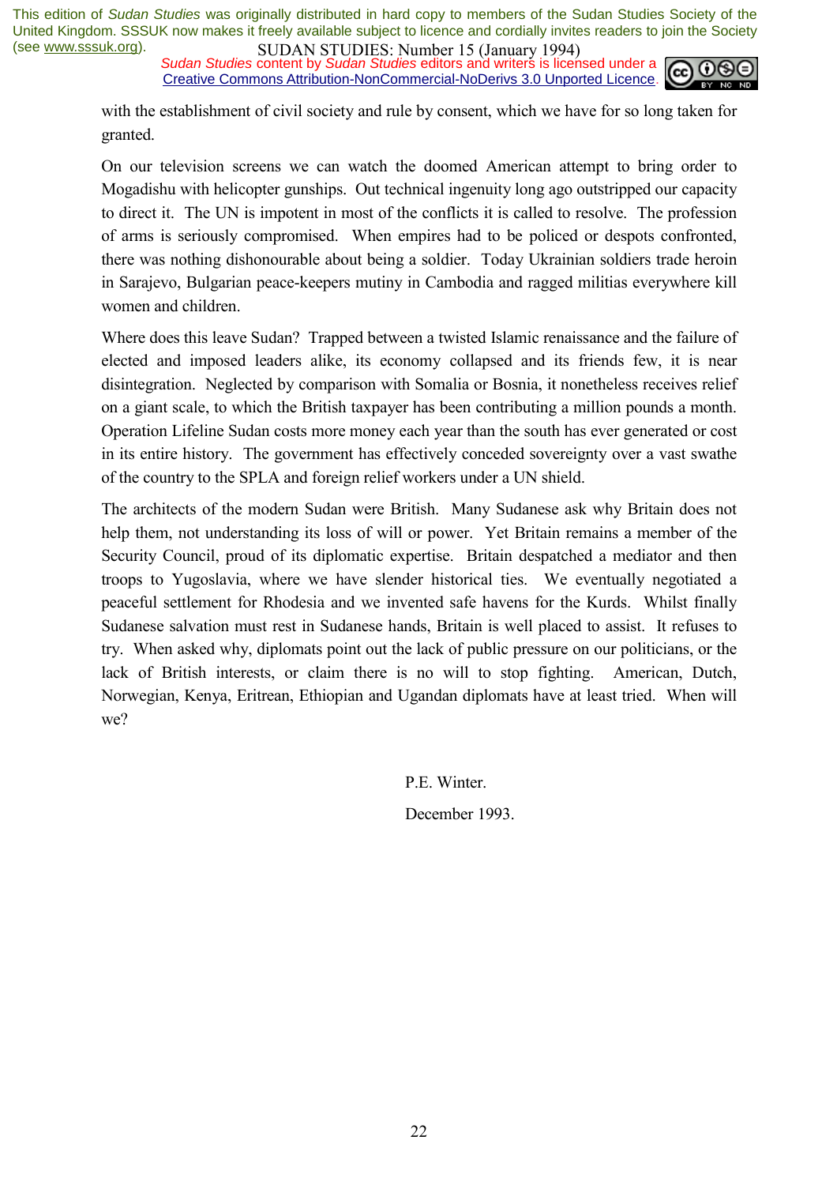with the establishment of civil society and rule by consent, which we have for so long taken for granted.

On our television screens we can watch the doomed American attempt to bring order to Mogadishu with helicopter gunships. Out technical ingenuity long ago outstripped our capacity to direct it. The UN is impotent in most of the conflicts it is called to resolve. The profession of arms is seriously compromised. When empires had to be policed or despots confronted, there was nothing dishonourable about being a soldier. Today Ukrainian soldiers trade heroin in Sarajevo, Bulgarian peace-keepers mutiny in Cambodia and ragged militias everywhere kill women and children.

Where does this leave Sudan? Trapped between a twisted Islamic renaissance and the failure of elected and imposed leaders alike, its economy collapsed and its friends few, it is near disintegration. Neglected by comparison with Somalia or Bosnia, it nonetheless receives relief on a giant scale, to which the British taxpayer has been contributing a million pounds a month. Operation Lifeline Sudan costs more money each year than the south has ever generated or cost in its entire history. The government has effectively conceded sovereignty over a vast swathe of the country to the SPLA and foreign relief workers under a UN shield.

The architects of the modern Sudan were British. Many Sudanese ask why Britain does not help them, not understanding its loss of will or power. Yet Britain remains a member of the Security Council, proud of its diplomatic expertise. Britain despatched a mediator and then troops to Yugoslavia, where we have slender historical ties. We eventually negotiated a peaceful settlement for Rhodesia and we invented safe havens for the Kurds. Whilst finally Sudanese salvation must rest in Sudanese hands, Britain is well placed to assist. It refuses to try. When asked why, diplomats point out the lack of public pressure on our politicians, or the lack of British interests, or claim there is no will to stop fighting. American, Dutch, Norwegian, Kenya, Eritrean, Ethiopian and Ugandan diplomats have at least tried. When will we?

P.E. Winter.

December 1993.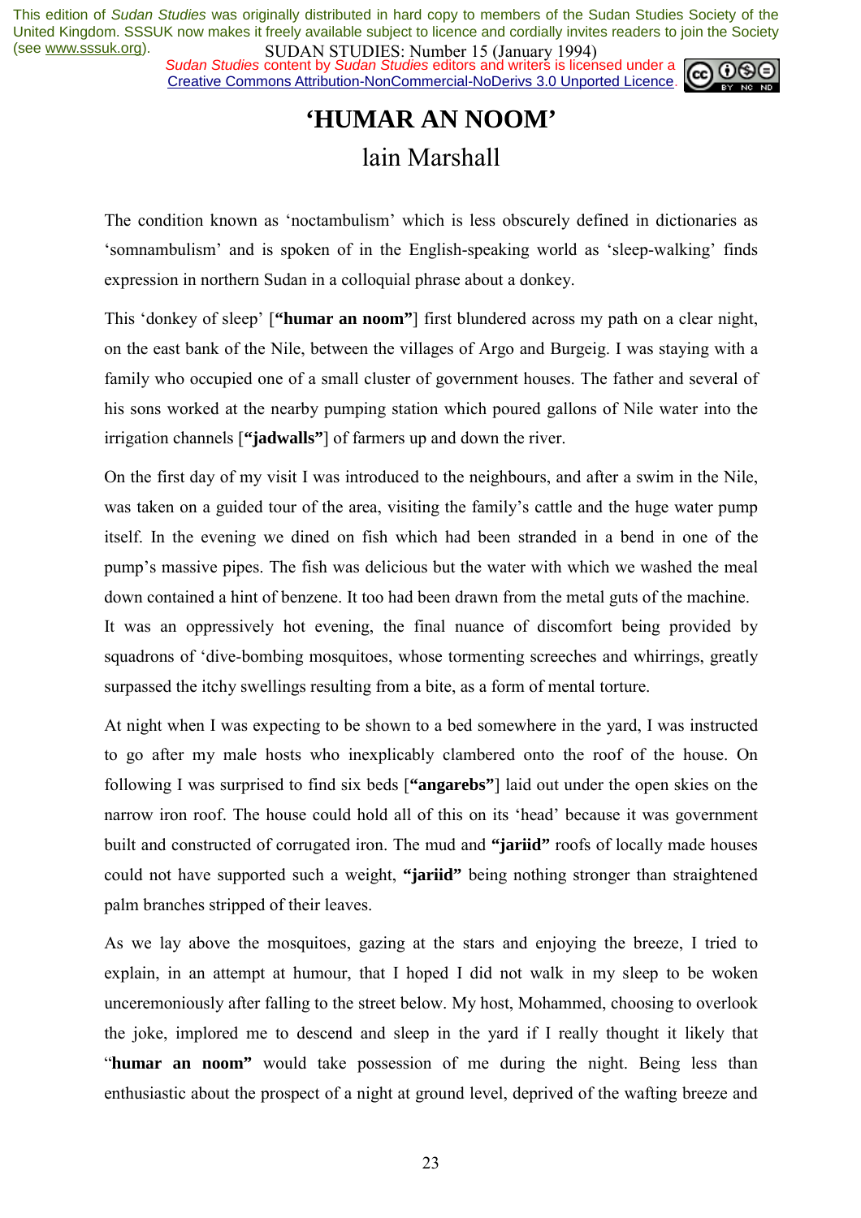# 'HUMAR AN NOOM'

## lain Marshall

The condition known as 'noctambulism' which is less obscurely defined in dictionaries as 'somnambulism' and is spoken of in the English-speaking world as 'sleep-walking' finds expression in northern Sudan in a colloquial phrase about a donkey.

This 'donkey of sleep' [**"humar an noom"**] first blundered across my path on a clear night, on the east bank of the Nile, between the villages of Argo and Burgeig. I was staying with a family who occupied one of a small cluster of government houses. The father and several of his sons worked at the nearby pumping station which poured gallons of Nile water into the irrigation channels [**"jadwalls"**] of farmers up and down the river.

On the first day of my visit I was introduced to the neighbours, and after a swim in the Nile, was taken on a guided tour of the area, visiting the family's cattle and the huge water pump itself. In the evening we dined on fish which had been stranded in a bend in one of the pump's massive pipes. The fish was delicious but the water with which we washed the meal down contained a hint of benzene. It too had been drawn from the metal guts of the machine.
It was an oppressively hot evening, the final nuance of discomfort being provided by squadrons of 'dive-bombing mosquitoes, whose tormenting screeches and whirrings, greatly surpassed the itchy swellings resulting from a bite, as a form of mental torture.

At night when I was expecting to be shown to a bed somewhere in the yard, I was instructed to go after my male hosts who inexplicably clambered onto the roof of the house. On following I was surprised to find six beds [**"angarebs"**] laid out under the open skies on the narrow iron roof. The house could hold all of this on its 'head' because it was government built and constructed of corrugated iron. The mud and **"jariid"** roofs of locally made houses could not have supported such a weight, **"jariid"** being nothing stronger than straightened palm branches stripped of their leaves.

As we lay above the mosquitoes, gazing at the stars and enjoying the breeze, I tried to explain, in an attempt at humour, that I hoped I did not walk in my sleep to be woken unceremoniously after falling to the street below. My host, Mohammed, choosing to overlook the joke, implored me to descend and sleep in the yard if I really thought it likely that "**humar an noom"** would take possession of me during the night. Being less than enthusiastic about the prospect of a night at ground level, deprived of the wafting breeze and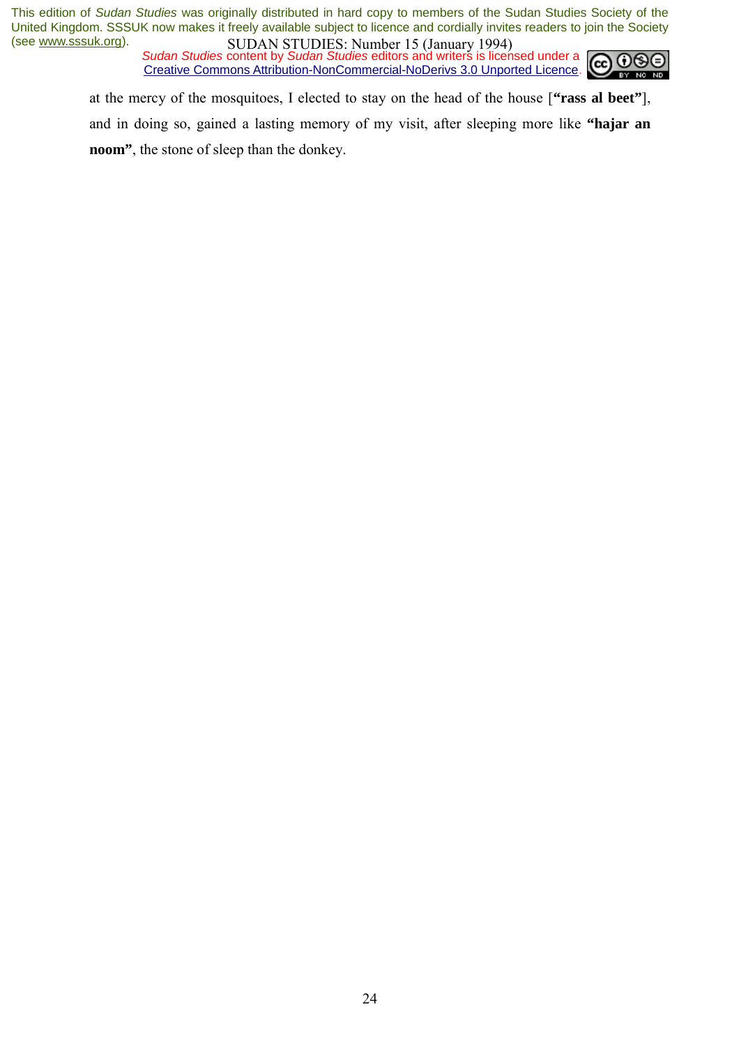at the mercy of the mosquitoes, I elected to stay on the head of the house [**"rass al beet"**], and in doing so, gained a lasting memory of my visit, after sleeping more like **"hajar an noom"**, the stone of sleep than the donkey.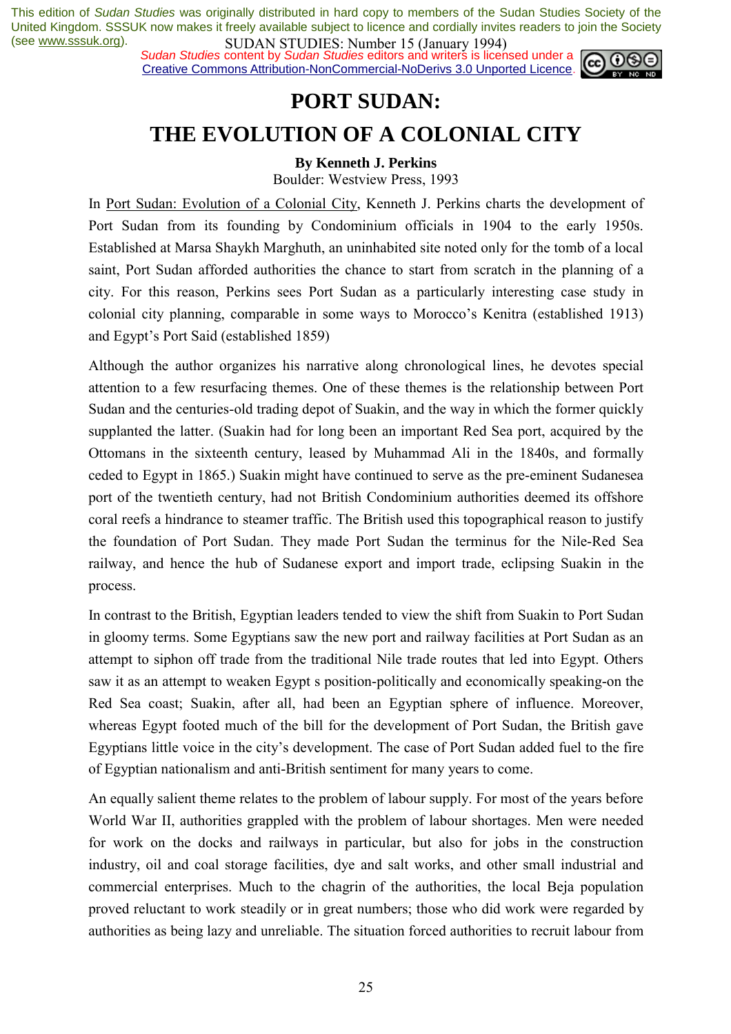This edition of *Sudan Studies* was originally distributed in hard copy to members of the Sudan Studies Society of the United Kingdom. SSSUK now makes it freely available subject to licence and cordially invites readers to join the Society (see www.sssuk.org).

*Sudan Studies* content by *Sudan Studies* editors and writers is licensed under a Creative Commons Attribution-NonCommercial-NoDerivs 3.0 Unported Licence.

# PORT SUDAN:
# THE EVOLUTION OF A COLONIAL CITY

**By Kenneth J. Perkins**

Boulder: Westview Press, 1993

In Port Sudan: Evolution of a Colonial City, Kenneth J. Perkins charts the development of Port Sudan from its founding by Condominium officials in 1904 to the early 1950s. Established at Marsa Shaykh Marghuth, an uninhabited site noted only for the tomb of a local saint, Port Sudan afforded authorities the chance to start from scratch in the planning of a city. For this reason, Perkins sees Port Sudan as a particularly interesting case study in colonial city planning, comparable in some ways to Morocco's Kenitra (established 1913) and Egypt's Port Said (established 1859)

Although the author organizes his narrative along chronological lines, he devotes special attention to a few resurfacing themes. One of these themes is the relationship between Port Sudan and the centuries-old trading depot of Suakin, and the way in which the former quickly supplanted the latter. (Suakin had for long been an important Red Sea port, acquired by the Ottomans in the sixteenth century, leased by Muhammad Ali in the 1840s, and formally ceded to Egypt in 1865.) Suakin might have continued to serve as the pre-eminent Sudanesea port of the twentieth century, had not British Condominium authorities deemed its offshore coral reefs a hindrance to steamer traffic. The British used this topographical reason to justify the foundation of Port Sudan. They made Port Sudan the terminus for the Nile-Red Sea railway, and hence the hub of Sudanese export and import trade, eclipsing Suakin in the process.

In contrast to the British, Egyptian leaders tended to view the shift from Suakin to Port Sudan in gloomy terms. Some Egyptians saw the new port and railway facilities at Port Sudan as an attempt to siphon off trade from the traditional Nile trade routes that led into Egypt. Others saw it as an attempt to weaken Egypt s position-politically and economically speaking-on the Red Sea coast; Suakin, after all, had been an Egyptian sphere of influence. Moreover, whereas Egypt footed much of the bill for the development of Port Sudan, the British gave Egyptians little voice in the city's development. The case of Port Sudan added fuel to the fire of Egyptian nationalism and anti-British sentiment for many years to come.

An equally salient theme relates to the problem of labour supply. For most of the years before World War II, authorities grappled with the problem of labour shortages. Men were needed for work on the docks and railways in particular, but also for jobs in the construction industry, oil and coal storage facilities, dye and salt works, and other small industrial and commercial enterprises. Much to the chagrin of the authorities, the local Beja population proved reluctant to work steadily or in great numbers; those who did work were regarded by authorities as being lazy and unreliable. The situation forced authorities to recruit labour from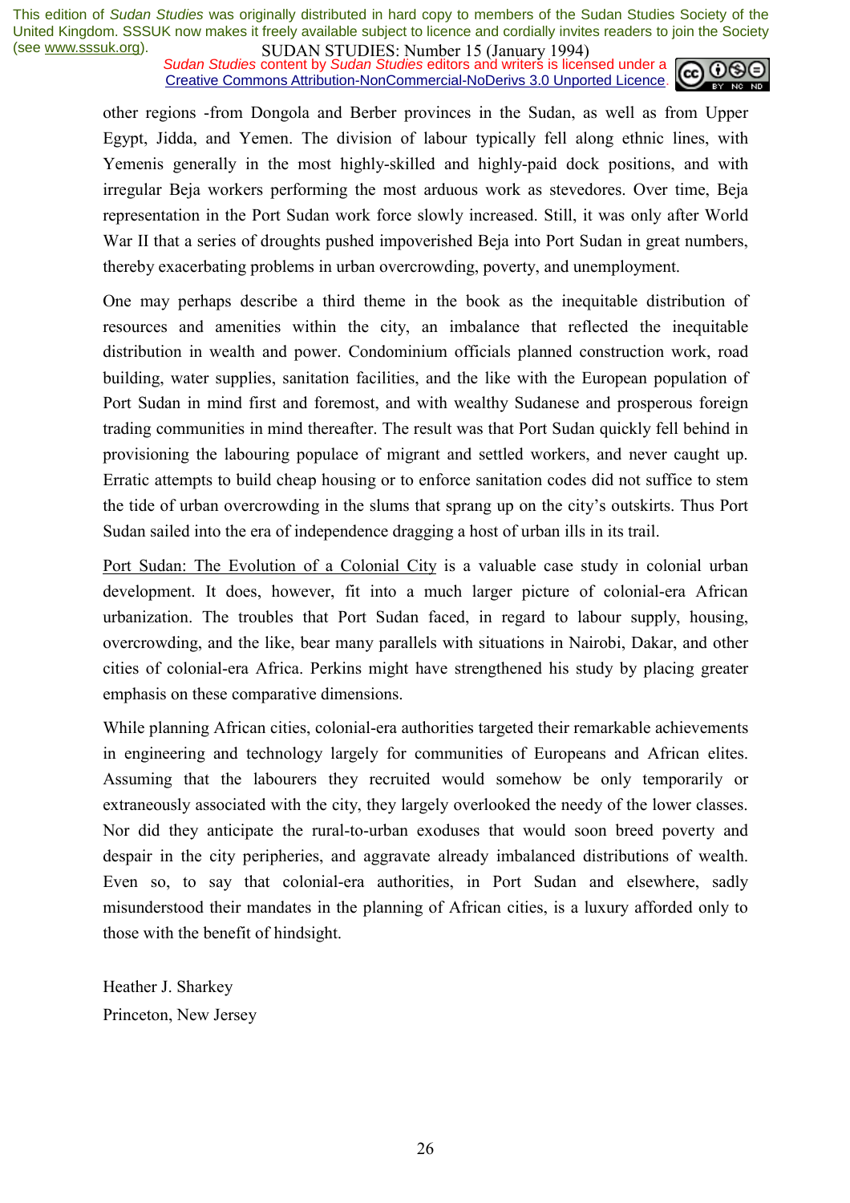other regions -from Dongola and Berber provinces in the Sudan, as well as from Upper Egypt, Jidda, and Yemen. The division of labour typically fell along ethnic lines, with Yemenis generally in the most highly-skilled and highly-paid dock positions, and with irregular Beja workers performing the most arduous work as stevedores. Over time, Beja representation in the Port Sudan work force slowly increased. Still, it was only after World War II that a series of droughts pushed impoverished Beja into Port Sudan in great numbers, thereby exacerbating problems in urban overcrowding, poverty, and unemployment.

One may perhaps describe a third theme in the book as the inequitable distribution of resources and amenities within the city, an imbalance that reflected the inequitable distribution in wealth and power. Condominium officials planned construction work, road building, water supplies, sanitation facilities, and the like with the European population of Port Sudan in mind first and foremost, and with wealthy Sudanese and prosperous foreign trading communities in mind thereafter. The result was that Port Sudan quickly fell behind in provisioning the labouring populace of migrant and settled workers, and never caught up. Erratic attempts to build cheap housing or to enforce sanitation codes did not suffice to stem the tide of urban overcrowding in the slums that sprang up on the city's outskirts. Thus Port Sudan sailed into the era of independence dragging a host of urban ills in its trail.

Port Sudan: The Evolution of a Colonial City is a valuable case study in colonial urban development. It does, however, fit into a much larger picture of colonial-era African urbanization. The troubles that Port Sudan faced, in regard to labour supply, housing, overcrowding, and the like, bear many parallels with situations in Nairobi, Dakar, and other cities of colonial-era Africa. Perkins might have strengthened his study by placing greater emphasis on these comparative dimensions.

While planning African cities, colonial-era authorities targeted their remarkable achievements in engineering and technology largely for communities of Europeans and African elites. Assuming that the labourers they recruited would somehow be only temporarily or extraneously associated with the city, they largely overlooked the needy of the lower classes. Nor did they anticipate the rural-to-urban exoduses that would soon breed poverty and despair in the city peripheries, and aggravate already imbalanced distributions of wealth. Even so, to say that colonial-era authorities, in Port Sudan and elsewhere, sadly misunderstood their mandates in the planning of African cities, is a luxury afforded only to those with the benefit of hindsight.

Heather J. Sharkey
Princeton, New Jersey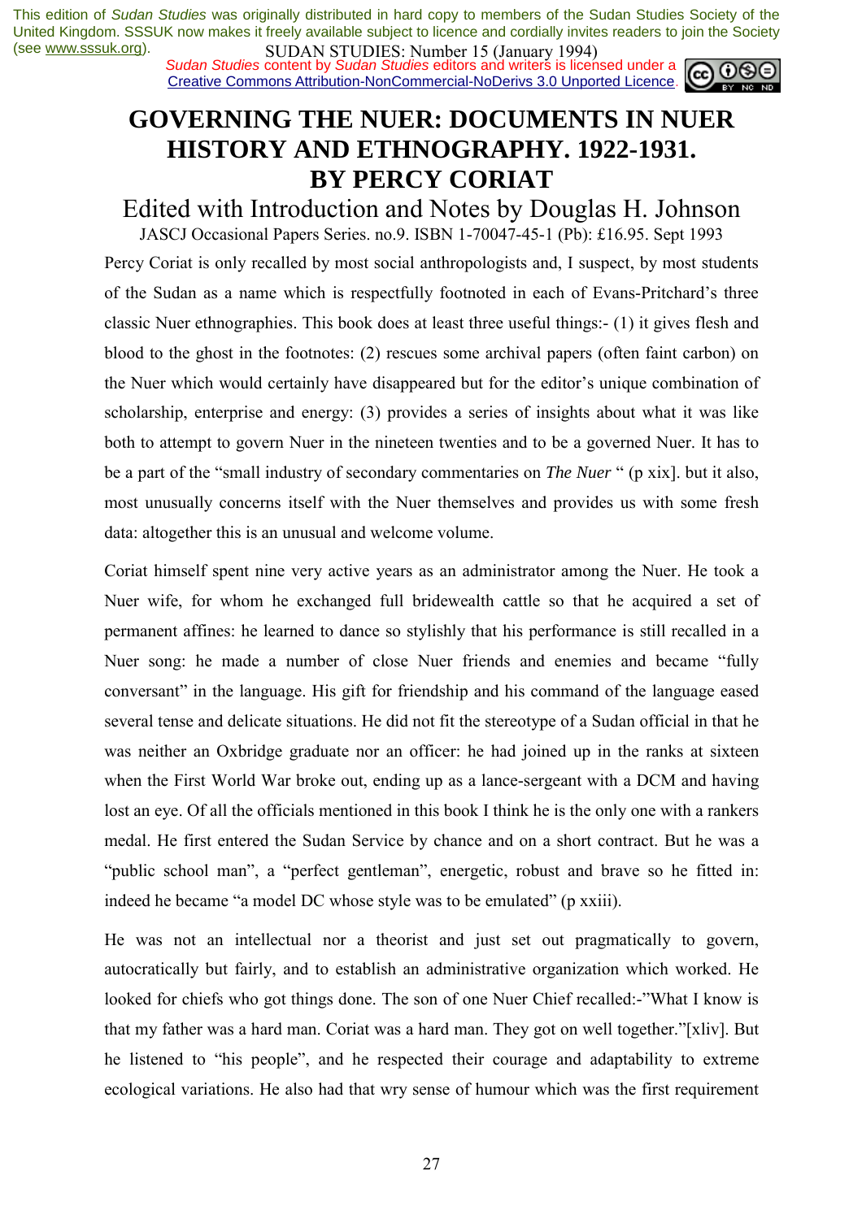This edition of *Sudan Studies* was originally distributed in hard copy to members of the Sudan Studies Society of the United Kingdom. SSSUK now makes it freely available subject to licence and cordially invites readers to join the Society (see www.sssuk.org).

*Sudan Studies* content by *Sudan Studies* editors and writers is licensed under a Creative Commons Attribution-NonCommercial-NoDerivs 3.0 Unported Licence.

# GOVERNING THE NUER: DOCUMENTS IN NUER HISTORY AND ETHNOGRAPHY. 1922-1931. BY PERCY CORIAT

## Edited with Introduction and Notes by Douglas H. Johnson

JASCJ Occasional Papers Series. no.9. ISBN 1-70047-45-1 (Pb): £16.95. Sept 1993

Percy Coriat is only recalled by most social anthropologists and, I suspect, by most students of the Sudan as a name which is respectfully footnoted in each of Evans-Pritchard's three classic Nuer ethnographies. This book does at least three useful things:- (1) it gives flesh and blood to the ghost in the footnotes: (2) rescues some archival papers (often faint carbon) on the Nuer which would certainly have disappeared but for the editor's unique combination of scholarship, enterprise and energy: (3) provides a series of insights about what it was like both to attempt to govern Nuer in the nineteen twenties and to be a governed Nuer. It has to be a part of the "small industry of secondary commentaries on *The Nuer* " (p xix]. but it also, most unusually concerns itself with the Nuer themselves and provides us with some fresh data: altogether this is an unusual and welcome volume.

Coriat himself spent nine very active years as an administrator among the Nuer. He took a Nuer wife, for whom he exchanged full bridewealth cattle so that he acquired a set of permanent affines: he learned to dance so stylishly that his performance is still recalled in a Nuer song: he made a number of close Nuer friends and enemies and became "fully conversant" in the language. His gift for friendship and his command of the language eased several tense and delicate situations. He did not fit the stereotype of a Sudan official in that he was neither an Oxbridge graduate nor an officer: he had joined up in the ranks at sixteen when the First World War broke out, ending up as a lance-sergeant with a DCM and having lost an eye. Of all the officials mentioned in this book I think he is the only one with a rankers medal. He first entered the Sudan Service by chance and on a short contract. But he was a "public school man", a "perfect gentleman", energetic, robust and brave so he fitted in: indeed he became "a model DC whose style was to be emulated" (p xxiii).

He was not an intellectual nor a theorist and just set out pragmatically to govern, autocratically but fairly, and to establish an administrative organization which worked. He looked for chiefs who got things done. The son of one Nuer Chief recalled:-"What I know is that my father was a hard man. Coriat was a hard man. They got on well together."[xliv]. But he listened to "his people", and he respected their courage and adaptability to extreme ecological variations. He also had that wry sense of humour which was the first requirement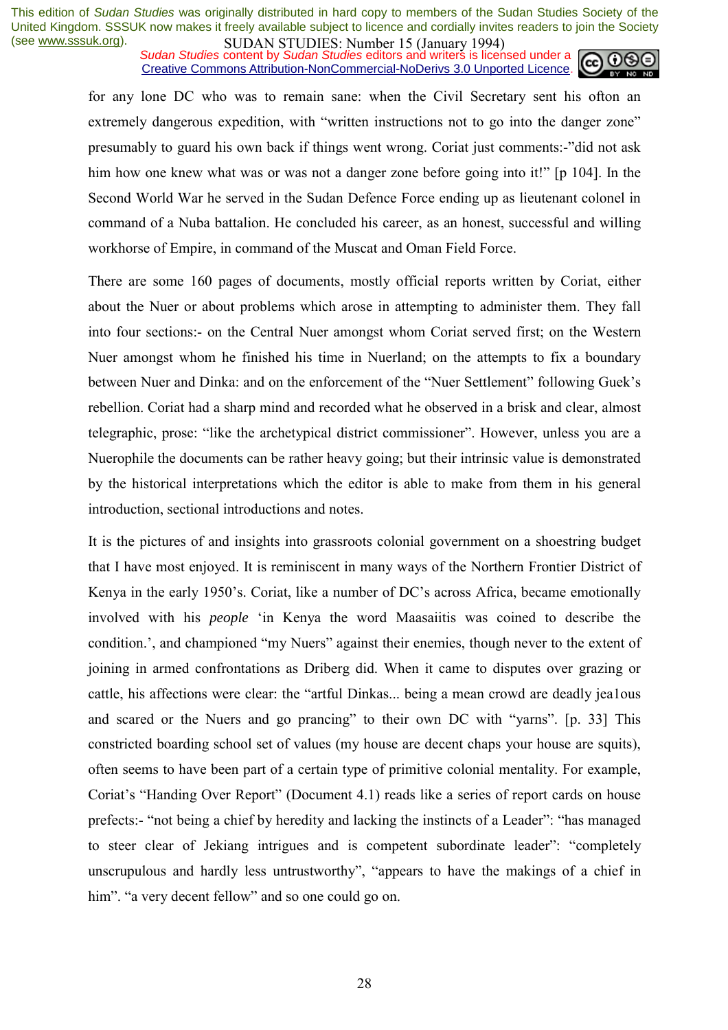for any lone DC who was to remain sane: when the Civil Secretary sent his ofton an extremely dangerous expedition, with "written instructions not to go into the danger zone" presumably to guard his own back if things went wrong. Coriat just comments:-"did not ask him how one knew what was or was not a danger zone before going into it!" [p 104]. In the Second World War he served in the Sudan Defence Force ending up as lieutenant colonel in command of a Nuba battalion. He concluded his career, as an honest, successful and willing workhorse of Empire, in command of the Muscat and Oman Field Force.

There are some 160 pages of documents, mostly official reports written by Coriat, either about the Nuer or about problems which arose in attempting to administer them. They fall into four sections:- on the Central Nuer amongst whom Coriat served first; on the Western Nuer amongst whom he finished his time in Nuerland; on the attempts to fix a boundary between Nuer and Dinka: and on the enforcement of the "Nuer Settlement" following Guek's rebellion. Coriat had a sharp mind and recorded what he observed in a brisk and clear, almost telegraphic, prose: "like the archetypical district commissioner". However, unless you are a Nuerophile the documents can be rather heavy going; but their intrinsic value is demonstrated by the historical interpretations which the editor is able to make from them in his general introduction, sectional introductions and notes.

It is the pictures of and insights into grassroots colonial government on a shoestring budget that I have most enjoyed. It is reminiscent in many ways of the Northern Frontier District of Kenya in the early 1950's. Coriat, like a number of DC's across Africa, became emotionally involved with his *people* 'in Kenya the word Maasaiitis was coined to describe the condition.', and championed "my Nuers" against their enemies, though never to the extent of joining in armed confrontations as Driberg did. When it came to disputes over grazing or cattle, his affections were clear: the "artful Dinkas... being a mean crowd are deadly jea1ous and scared or the Nuers and go prancing" to their own DC with "yarns". [p. 33] This constricted boarding school set of values (my house are decent chaps your house are squits), often seems to have been part of a certain type of primitive colonial mentality. For example, Coriat's "Handing Over Report" (Document 4.1) reads like a series of report cards on house prefects:- "not being a chief by heredity and lacking the instincts of a Leader": "has managed to steer clear of Jekiang intrigues and is competent subordinate leader": "completely unscrupulous and hardly less untrustworthy", "appears to have the makings of a chief in him". "a very decent fellow" and so one could go on.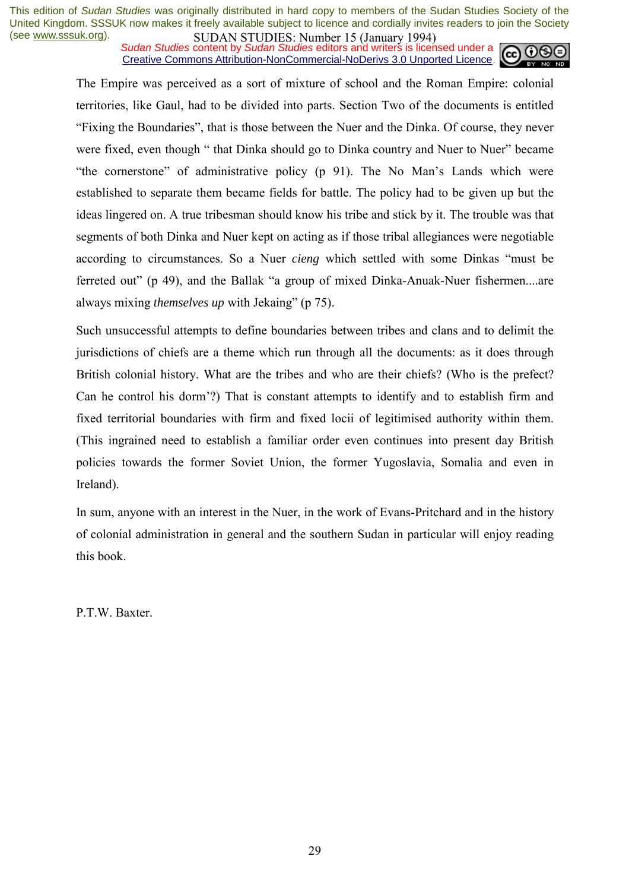The Empire was perceived as a sort of mixture of school and the Roman Empire: colonial territories, like Gaul, had to be divided into parts. Section Two of the documents is entitled "Fixing the Boundaries", that is those between the Nuer and the Dinka. Of course, they never were fixed, even though " that Dinka should go to Dinka country and Nuer to Nuer" became "the cornerstone" of administrative policy (p 91). The No Man's Lands which were established to separate them became fields for battle. The policy had to be given up but the ideas lingered on. A true tribesman should know his tribe and stick by it. The trouble was that segments of both Dinka and Nuer kept on acting as if those tribal allegiances were negotiable according to circumstances. So a Nuer *cieng* which settled with some Dinkas "must be ferreted out" (p 49), and the Ballak "a group of mixed Dinka-Anuak-Nuer fishermen....are always mixing *themselves up* with Jekaing" (p 75).

Such unsuccessful attempts to define boundaries between tribes and clans and to delimit the jurisdictions of chiefs are a theme which run through all the documents: as it does through British colonial history. What are the tribes and who are their chiefs? (Who is the prefect? Can he control his dorm'?) That is constant attempts to identify and to establish firm and fixed territorial boundaries with firm and fixed locii of legitimised authority within them. (This ingrained need to establish a familiar order even continues into present day British policies towards the former Soviet Union, the former Yugoslavia, Somalia and even in Ireland).

In sum, anyone with an interest in the Nuer, in the work of Evans-Pritchard and in the history of colonial administration in general and the southern Sudan in particular will enjoy reading this book.

P.T.W. Baxter.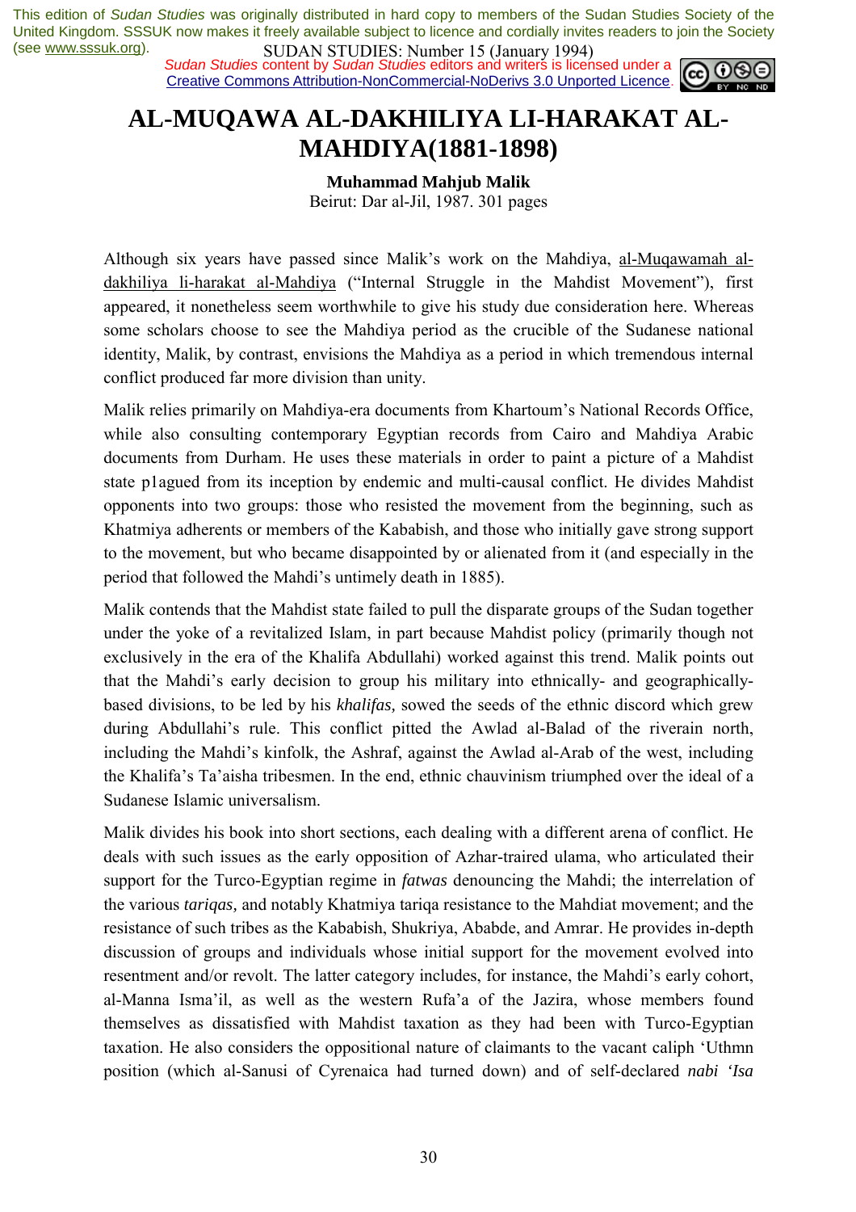This edition of *Sudan Studies* was originally distributed in hard copy to members of the Sudan Studies Society of the United Kingdom. SSSUK now makes it freely available subject to licence and cordially invites readers to join the Society (see www.sssuk.org).

*Sudan Studies* content by *Sudan Studies* editors and writers is licensed under a Creative Commons Attribution-NonCommercial-NoDerivs 3.0 Unported Licence.

# AL-MUQAWA AL-DAKHILIYA LI-HARAKAT AL-MAHDIYA(1881-1898)

**Muhammad Mahjub Malik**
Beirut: Dar al-Jil, 1987. 301 pages

Although six years have passed since Malik's work on the Mahdiya, al-Muqawamah al-dakhiliya li-harakat al-Mahdiya ("Internal Struggle in the Mahdist Movement"), first appeared, it nonetheless seem worthwhile to give his study due consideration here. Whereas some scholars choose to see the Mahdiya period as the crucible of the Sudanese national identity, Malik, by contrast, envisions the Mahdiya as a period in which tremendous internal conflict produced far more division than unity.

Malik relies primarily on Mahdiya-era documents from Khartoum's National Records Office, while also consulting contemporary Egyptian records from Cairo and Mahdiya Arabic documents from Durham. He uses these materials in order to paint a picture of a Mahdist state p1agued from its inception by endemic and multi-causal conflict. He divides Mahdist opponents into two groups: those who resisted the movement from the beginning, such as Khatmiya adherents or members of the Kababish, and those who initially gave strong support to the movement, but who became disappointed by or alienated from it (and especially in the period that followed the Mahdi's untimely death in 1885).

Malik contends that the Mahdist state failed to pull the disparate groups of the Sudan together under the yoke of a revitalized Islam, in part because Mahdist policy (primarily though not exclusively in the era of the Khalifa Abdullahi) worked against this trend. Malik points out that the Mahdi's early decision to group his military into ethnically- and geographically-based divisions, to be led by his *khalifas,* sowed the seeds of the ethnic discord which grew during Abdullahi's rule. This conflict pitted the Awlad al-Balad of the riverain north, including the Mahdi's kinfolk, the Ashraf, against the Awlad al-Arab of the west, including the Khalifa's Ta'aisha tribesmen. In the end, ethnic chauvinism triumphed over the ideal of a Sudanese Islamic universalism.

Malik divides his book into short sections, each dealing with a different arena of conflict. He deals with such issues as the early opposition of Azhar-traired ulama, who articulated their support for the Turco-Egyptian regime in *fatwas* denouncing the Mahdi; the interrelation of the various *tariqas,* and notably Khatmiya tariqa resistance to the Mahdiat movement; and the resistance of such tribes as the Kababish, Shukriya, Ababde, and Amrar. He provides in-depth discussion of groups and individuals whose initial support for the movement evolved into resentment and/or revolt. The latter category includes, for instance, the Mahdi's early cohort, al-Manna Isma'il, as well as the western Rufa'a of the Jazira, whose members found themselves as dissatisfied with Mahdist taxation as they had been with Turco-Egyptian taxation. He also considers the oppositional nature of claimants to the vacant caliph 'Uthmn position (which al-Sanusi of Cyrenaica had turned down) and of self-declared *nabi 'Isa*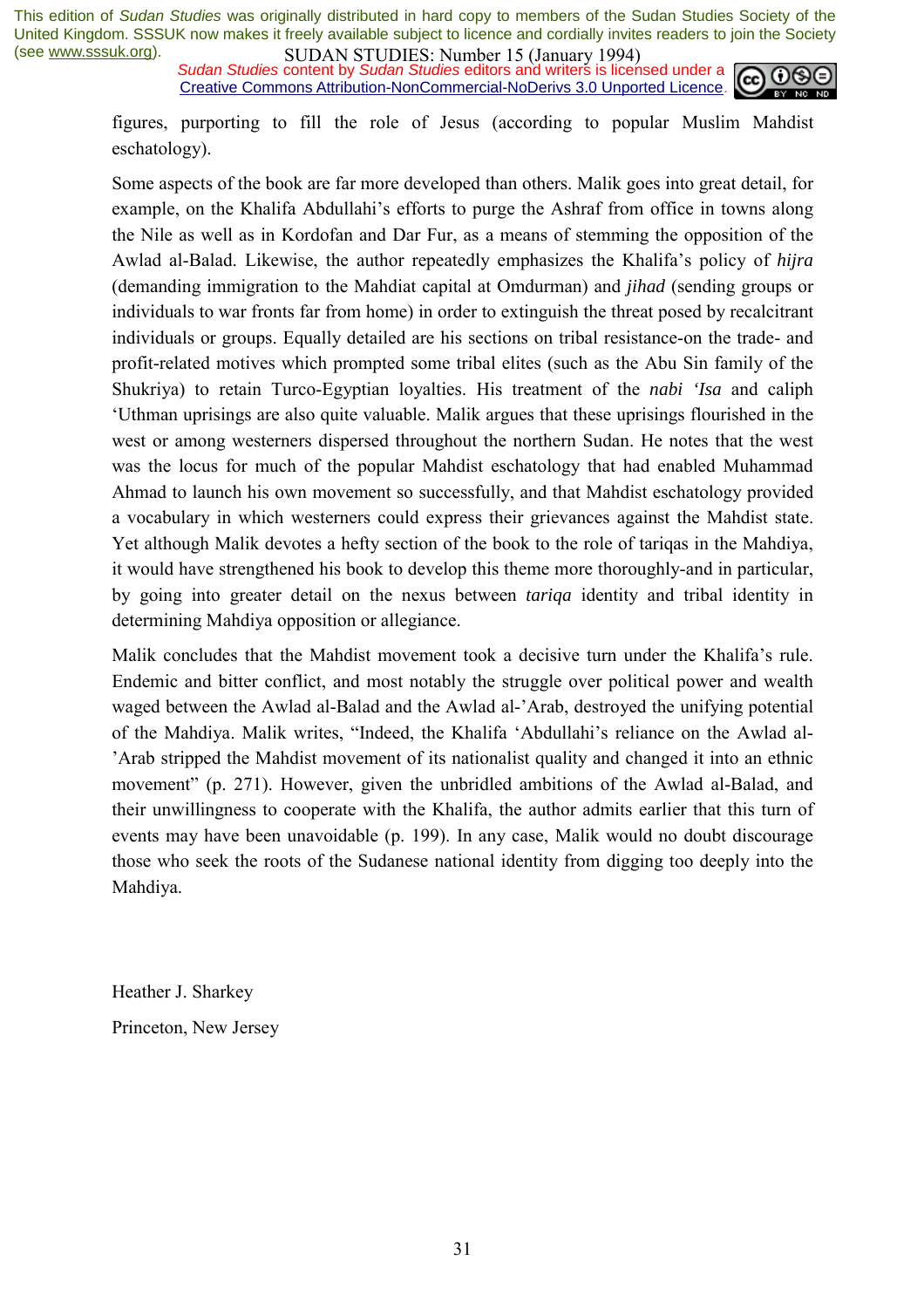figures, purporting to fill the role of Jesus (according to popular Muslim Mahdist eschatology).

Some aspects of the book are far more developed than others. Malik goes into great detail, for example, on the Khalifa Abdullahi's efforts to purge the Ashraf from office in towns along the Nile as well as in Kordofan and Dar Fur, as a means of stemming the opposition of the Awlad al-Balad. Likewise, the author repeatedly emphasizes the Khalifa's policy of *hijra* (demanding immigration to the Mahdiat capital at Omdurman) and *jihad* (sending groups or individuals to war fronts far from home) in order to extinguish the threat posed by recalcitrant individuals or groups. Equally detailed are his sections on tribal resistance-on the trade- and profit-related motives which prompted some tribal elites (such as the Abu Sin family of the Shukriya) to retain Turco-Egyptian loyalties. His treatment of the *nabi 'Isa* and caliph 'Uthman uprisings are also quite valuable. Malik argues that these uprisings flourished in the west or among westerners dispersed throughout the northern Sudan. He notes that the west was the locus for much of the popular Mahdist eschatology that had enabled Muhammad Ahmad to launch his own movement so successfully, and that Mahdist eschatology provided a vocabulary in which westerners could express their grievances against the Mahdist state. Yet although Malik devotes a hefty section of the book to the role of tariqas in the Mahdiya, it would have strengthened his book to develop this theme more thoroughly-and in particular, by going into greater detail on the nexus between *tariqa* identity and tribal identity in determining Mahdiya opposition or allegiance.

Malik concludes that the Mahdist movement took a decisive turn under the Khalifa's rule. Endemic and bitter conflict, and most notably the struggle over political power and wealth waged between the Awlad al-Balad and the Awlad al-'Arab, destroyed the unifying potential of the Mahdiya. Malik writes, "Indeed, the Khalifa 'Abdullahi's reliance on the Awlad al-'Arab stripped the Mahdist movement of its nationalist quality and changed it into an ethnic movement" (p. 271). However, given the unbridled ambitions of the Awlad al-Balad, and their unwillingness to cooperate with the Khalifa, the author admits earlier that this turn of events may have been unavoidable (p. 199). In any case, Malik would no doubt discourage those who seek the roots of the Sudanese national identity from digging too deeply into the Mahdiya.

Heather J. Sharkey

Princeton, New Jersey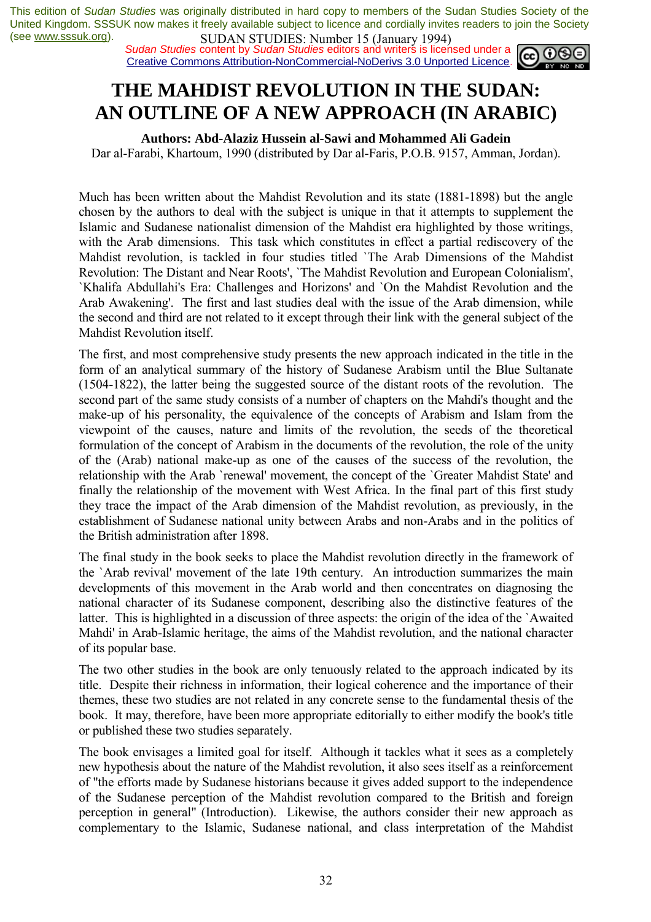# THE MAHDIST REVOLUTION IN THE SUDAN: AN OUTLINE OF A NEW APPROACH (IN ARABIC)

**Authors: Abd-Alaziz Hussein al-Sawi and Mohammed Ali Gadein**

Dar al-Farabi, Khartoum, 1990 (distributed by Dar al-Faris, P.O.B. 9157, Amman, Jordan).

Much has been written about the Mahdist Revolution and its state (1881-1898) but the angle chosen by the authors to deal with the subject is unique in that it attempts to supplement the Islamic and Sudanese nationalist dimension of the Mahdist era highlighted by those writings, with the Arab dimensions. This task which constitutes in effect a partial rediscovery of the Mahdist revolution, is tackled in four studies titled `The Arab Dimensions of the Mahdist Revolution: The Distant and Near Roots', `The Mahdist Revolution and European Colonialism', `Khalifa Abdullahi's Era: Challenges and Horizons' and `On the Mahdist Revolution and the Arab Awakening'. The first and last studies deal with the issue of the Arab dimension, while the second and third are not related to it except through their link with the general subject of the Mahdist Revolution itself.

The first, and most comprehensive study presents the new approach indicated in the title in the form of an analytical summary of the history of Sudanese Arabism until the Blue Sultanate (1504-1822), the latter being the suggested source of the distant roots of the revolution. The second part of the same study consists of a number of chapters on the Mahdi's thought and the make-up of his personality, the equivalence of the concepts of Arabism and Islam from the viewpoint of the causes, nature and limits of the revolution, the seeds of the theoretical formulation of the concept of Arabism in the documents of the revolution, the role of the unity of the (Arab) national make-up as one of the causes of the success of the revolution, the relationship with the Arab `renewal' movement, the concept of the `Greater Mahdist State' and finally the relationship of the movement with West Africa. In the final part of this first study they trace the impact of the Arab dimension of the Mahdist revolution, as previously, in the establishment of Sudanese national unity between Arabs and non-Arabs and in the politics of the British administration after 1898.

The final study in the book seeks to place the Mahdist revolution directly in the framework of the `Arab revival' movement of the late 19th century. An introduction summarizes the main developments of this movement in the Arab world and then concentrates on diagnosing the national character of its Sudanese component, describing also the distinctive features of the latter. This is highlighted in a discussion of three aspects: the origin of the idea of the `Awaited Mahdi' in Arab-Islamic heritage, the aims of the Mahdist revolution, and the national character of its popular base.

The two other studies in the book are only tenuously related to the approach indicated by its title. Despite their richness in information, their logical coherence and the importance of their themes, these two studies are not related in any concrete sense to the fundamental thesis of the book. It may, therefore, have been more appropriate editorially to either modify the book's title or published these two studies separately.

The book envisages a limited goal for itself. Although it tackles what it sees as a completely new hypothesis about the nature of the Mahdist revolution, it also sees itself as a reinforcement of "the efforts made by Sudanese historians because it gives added support to the independence of the Sudanese perception of the Mahdist revolution compared to the British and foreign perception in general" (Introduction). Likewise, the authors consider their new approach as complementary to the Islamic, Sudanese national, and class interpretation of the Mahdist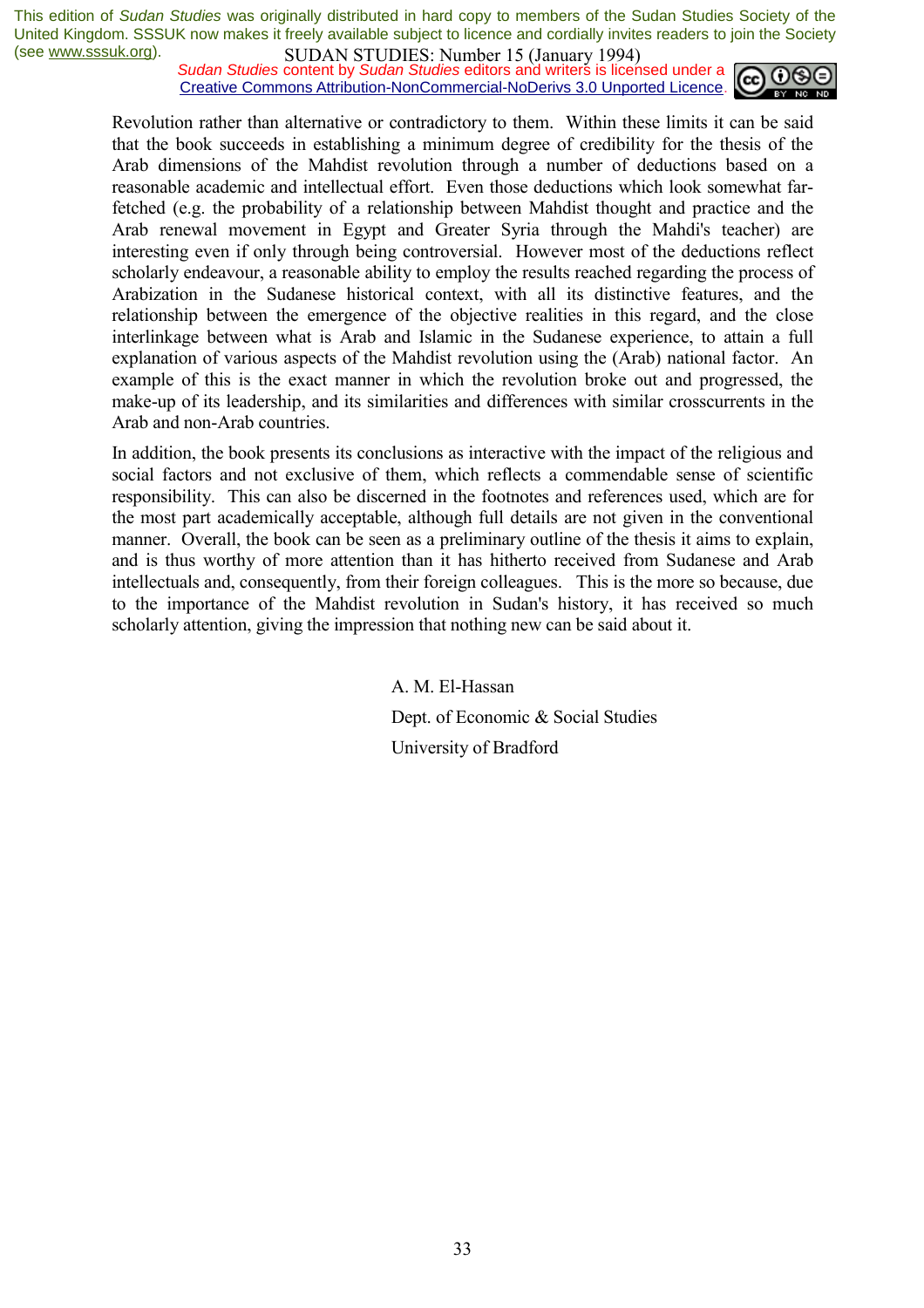Revolution rather than alternative or contradictory to them. Within these limits it can be said that the book succeeds in establishing a minimum degree of credibility for the thesis of the Arab dimensions of the Mahdist revolution through a number of deductions based on a reasonable academic and intellectual effort. Even those deductions which look somewhat far-fetched (e.g. the probability of a relationship between Mahdist thought and practice and the Arab renewal movement in Egypt and Greater Syria through the Mahdi's teacher) are interesting even if only through being controversial. However most of the deductions reflect scholarly endeavour, a reasonable ability to employ the results reached regarding the process of Arabization in the Sudanese historical context, with all its distinctive features, and the relationship between the emergence of the objective realities in this regard, and the close interlinkage between what is Arab and Islamic in the Sudanese experience, to attain a full explanation of various aspects of the Mahdist revolution using the (Arab) national factor. An example of this is the exact manner in which the revolution broke out and progressed, the make-up of its leadership, and its similarities and differences with similar crosscurrents in the Arab and non-Arab countries.

In addition, the book presents its conclusions as interactive with the impact of the religious and social factors and not exclusive of them, which reflects a commendable sense of scientific responsibility. This can also be discerned in the footnotes and references used, which are for the most part academically acceptable, although full details are not given in the conventional manner. Overall, the book can be seen as a preliminary outline of the thesis it aims to explain, and is thus worthy of more attention than it has hitherto received from Sudanese and Arab intellectuals and, consequently, from their foreign colleagues. This is the more so because, due to the importance of the Mahdist revolution in Sudan's history, it has received so much scholarly attention, giving the impression that nothing new can be said about it.

A. M. El-Hassan

Dept. of Economic & Social Studies

University of Bradford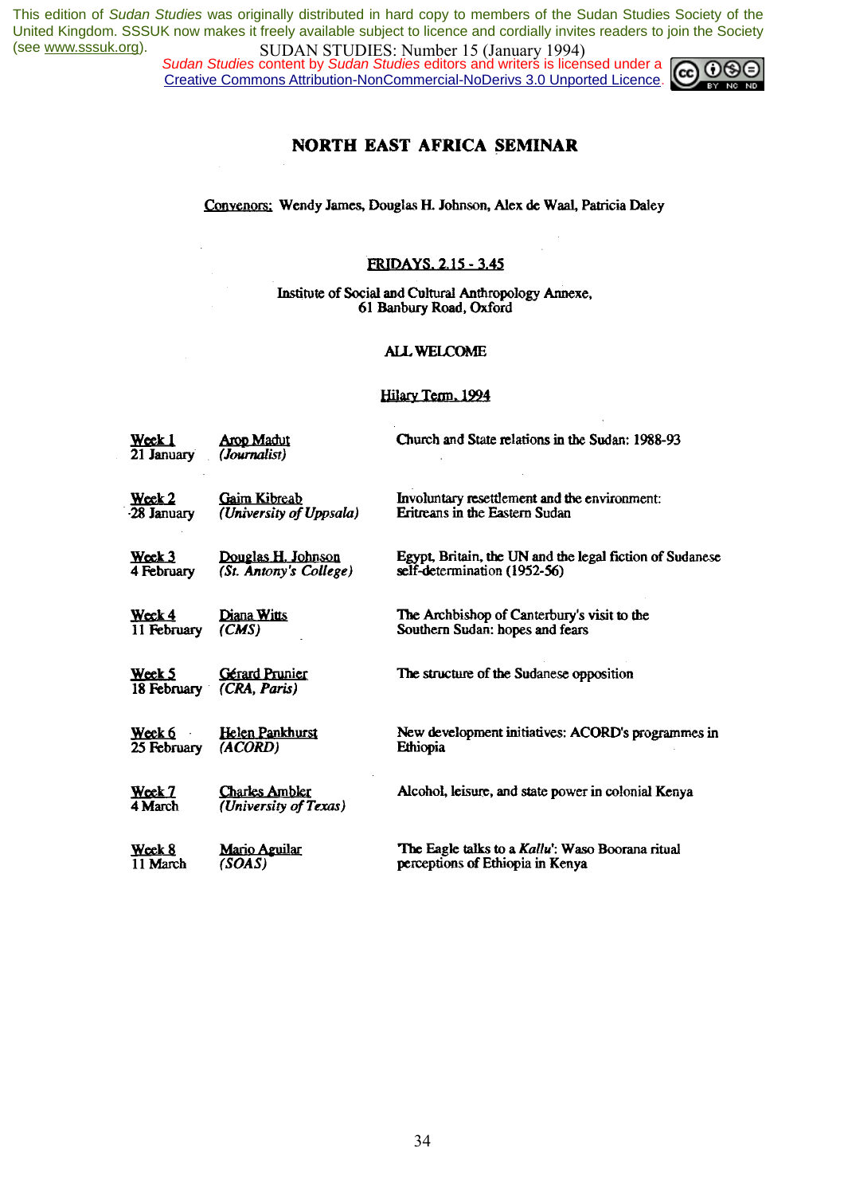# NORTH EAST AFRICA SEMINAR

Convenors: Wendy James, Douglas H. Johnson, Alex de Waal, Patricia Daley

**FRIDAYS, 2.15 - 3.45**

Institute of Social and Cultural Anthropology Annexe,
61 Banbury Road, Oxford

ALL WELCOME

Hilary Term, 1994

| | | |
|---|---|---|
| Week 1<br>21 January | Arop Madut<br>*(Journalist)* | Church and State relations in the Sudan: 1988-93 |
| Week 2<br>28 January | Gaim Kibreab<br>*(University of Uppsala)* | Involuntary resettlement and the environment: Eritreans in the Eastern Sudan |
| Week 3<br>4 February | Douglas H. Johnson<br>*(St. Antony's College)* | Egypt, Britain, the UN and the legal fiction of Sudanese self-determination (1952-56) |
| Week 4<br>11 February | Diana Witts<br>*(CMS)* | The Archbishop of Canterbury's visit to the Southern Sudan: hopes and fears |
| Week 5<br>18 February | Gérard Prunier<br>*(CRA, Paris)* | The structure of the Sudanese opposition |
| Week 6<br>25 February | Helen Pankhurst<br>*(ACORD)* | New development initiatives: ACORD's programmes in Ethiopia |
| Week 7<br>4 March | Charles Ambler<br>*(University of Texas)* | Alcohol, leisure, and state power in colonial Kenya |
| Week 8<br>11 March | Mario Aguilar<br>*(SOAS)* | 'The Eagle talks to a *Kallu*': Waso Boorana ritual perceptions of Ethiopia in Kenya |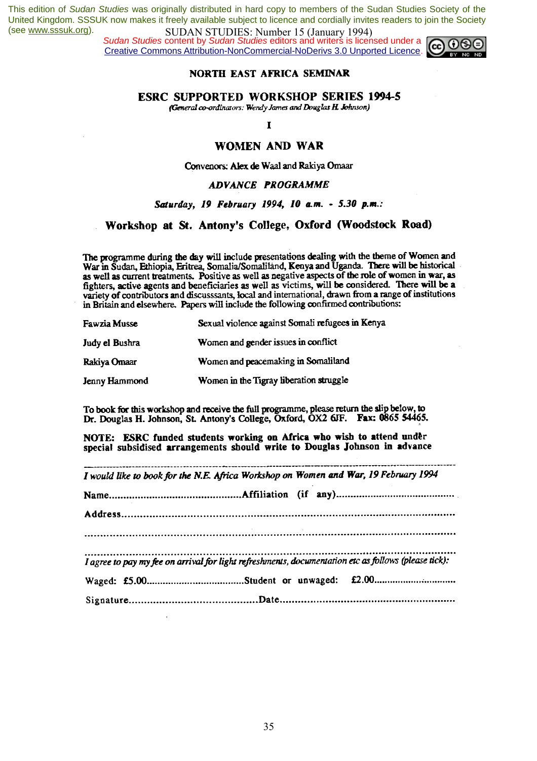NORTH EAST AFRICA SEMINAR

# ESRC SUPPORTED WORKSHOP SERIES 1994-5

*(General co-ordinators: Wendy James and Douglas H. Johnson)*

I

## WOMEN AND WAR

Convenors: Alex de Waal and Rakiya Omaar

***ADVANCE PROGRAMME***

***Saturday, 19 February 1994, 10 a.m. - 5.30 p.m.:***

**Workshop at St. Antony's College, Oxford (Woodstock Road)**

The programme during the day will include presentations dealing with the theme of Women and War in Sudan, Ethiopia, Eritrea, Somalia/Somaliland, Kenya and Uganda. There will be historical as well as current treatments. Positive as well as negative aspects of the role of women in war, as fighters, active agents and beneficiaries as well as victims, will be considered. There will be a variety of contributors and discusssants, local and international, drawn from a range of institutions in Britain and elsewhere. Papers will include the following confirmed contributions:

| | |
|---|---|
| Fawzia Musse | Sexual violence against Somali refugees in Kenya |
| Judy el Bushra | Women and gender issues in conflict |
| Rakiya Omaar | Women and peacemaking in Somaliland |
| Jenny Hammond | Women in the Tigray liberation struggle |

To book for this workshop and receive the full programme, please return the slip below, to Dr. Douglas H. Johnson, St. Antony's College, Oxford, OX2 6JF. **Fax: 0865 54465.**

**NOTE: ESRC funded students working on Africa who wish to attend under special subsidised arrangements should write to Douglas Johnson in advance**

---

*I would like to book for the N.E. Africa Workshop on Women and War, 19 February 1994*

Name.............................................Affiliation (if any).........................................

Address........................................................................................................

........................................................................................................................

........................................................................................................................

*I agree to pay my fee on arrival for light refreshments, documentation etc as follows (please tick):*

Waged: £5.00...................................Student or unwaged: £2.00...............................

Signature.........................................Date.........................................................